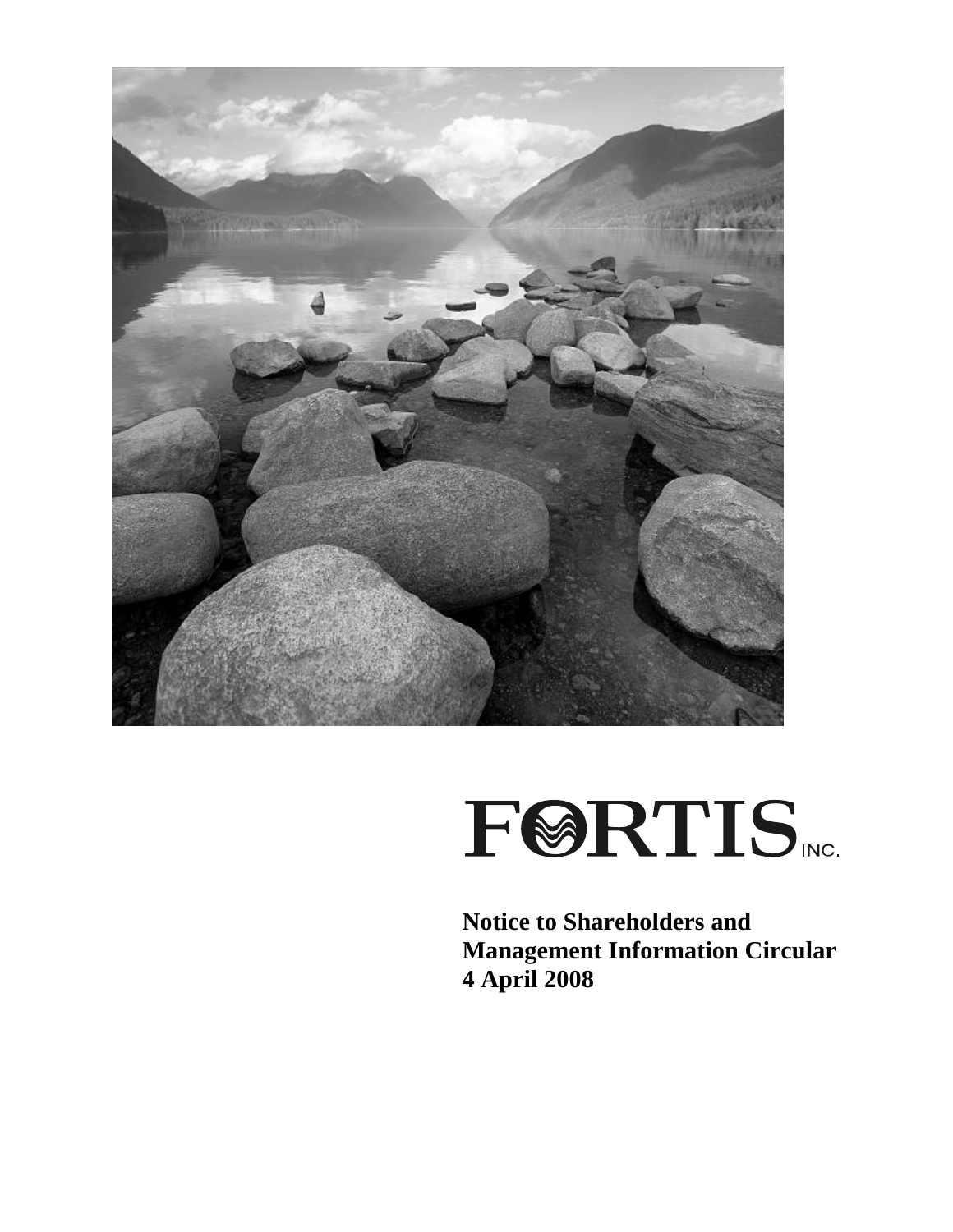# FORTIS INC.

**Notice to Shareholders and**
**Management Information Circular**
**4 April 2008**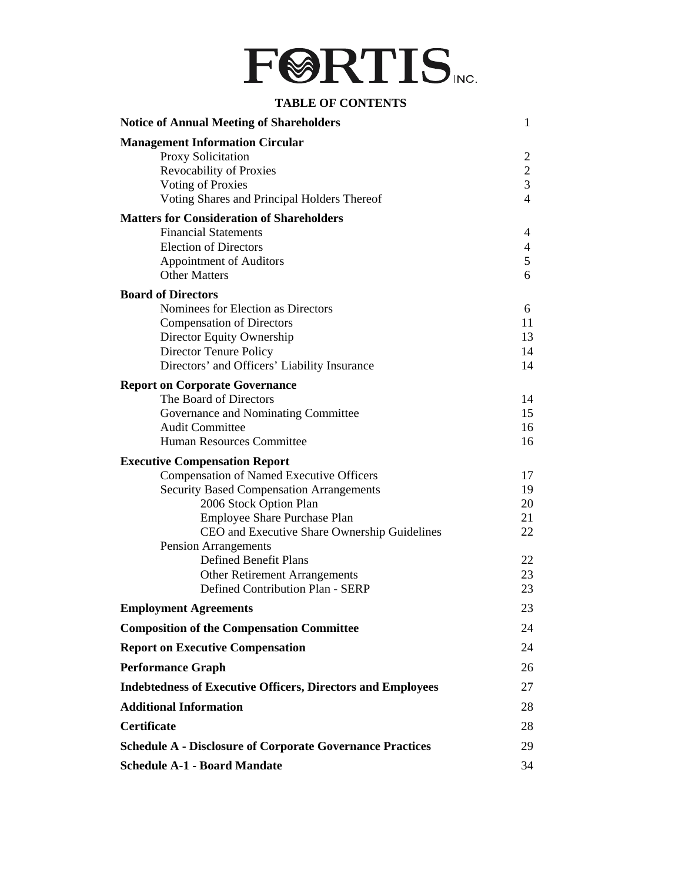# FORTIS INC.

## TABLE OF CONTENTS

| | |
|---|---|
| **Notice of Annual Meeting of Shareholders** | 1 |
| **Management Information Circular** | |
| Proxy Solicitation | 2 |
| Revocability of Proxies | 2 |
| Voting of Proxies | 3 |
| Voting Shares and Principal Holders Thereof | 4 |
| **Matters for Consideration of Shareholders** | |
| Financial Statements | 4 |
| Election of Directors | 4 |
| Appointment of Auditors | 5 |
| Other Matters | 6 |
| **Board of Directors** | |
| Nominees for Election as Directors | 6 |
| Compensation of Directors | 11 |
| Director Equity Ownership | 13 |
| Director Tenure Policy | 14 |
| Directors' and Officers' Liability Insurance | 14 |
| **Report on Corporate Governance** | |
| The Board of Directors | 14 |
| Governance and Nominating Committee | 15 |
| Audit Committee | 16 |
| Human Resources Committee | 16 |
| **Executive Compensation Report** | |
| Compensation of Named Executive Officers | 17 |
| Security Based Compensation Arrangements | 19 |
| 2006 Stock Option Plan | 20 |
| Employee Share Purchase Plan | 21 |
| CEO and Executive Share Ownership Guidelines | 22 |
| Pension Arrangements | |
| Defined Benefit Plans | 22 |
| Other Retirement Arrangements | 23 |
| Defined Contribution Plan - SERP | 23 |
| **Employment Agreements** | 23 |
| **Composition of the Compensation Committee** | 24 |
| **Report on Executive Compensation** | 24 |
| **Performance Graph** | 26 |
| **Indebtedness of Executive Officers, Directors and Employees** | 27 |
| **Additional Information** | 28 |
| **Certificate** | 28 |
| **Schedule A - Disclosure of Corporate Governance Practices** | 29 |
| **Schedule A-1 - Board Mandate** | 34 |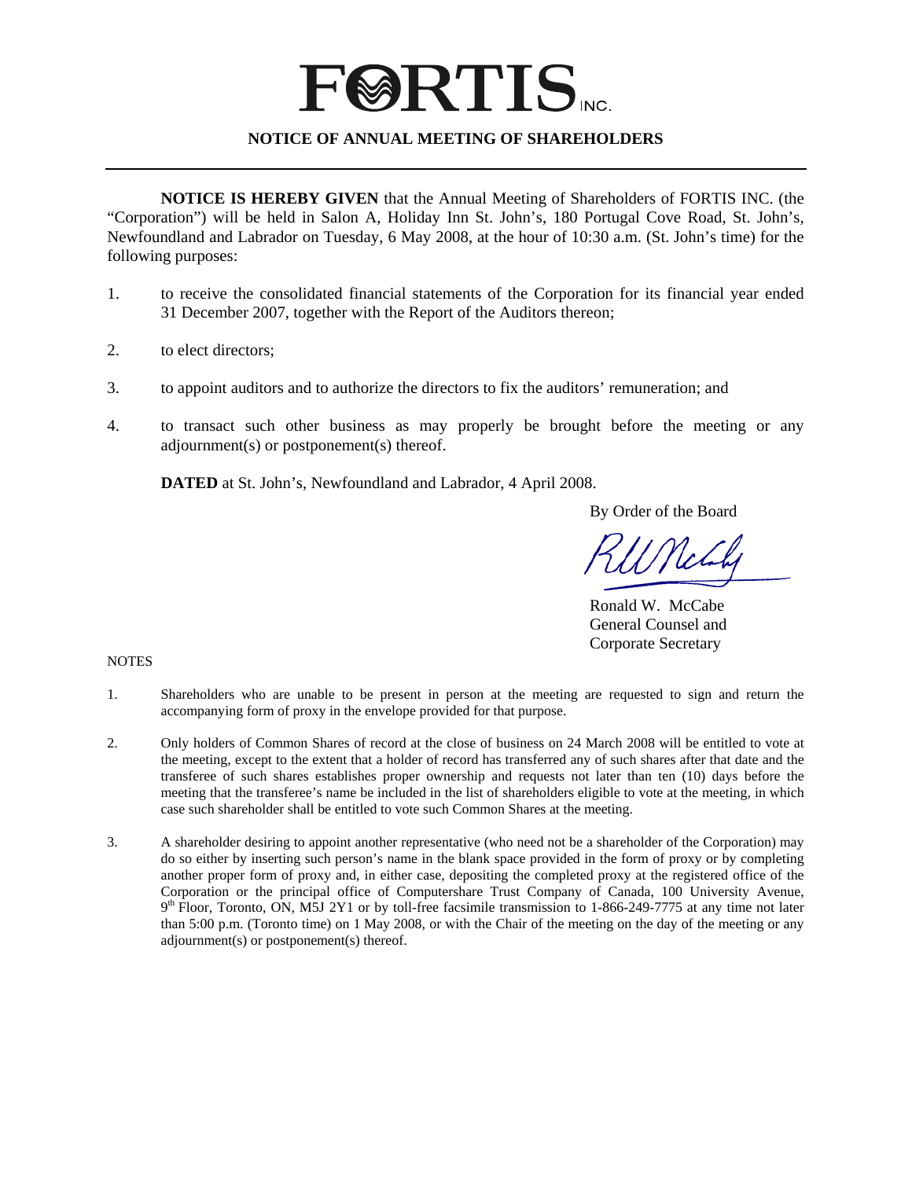# FORTIS INC.

## NOTICE OF ANNUAL MEETING OF SHAREHOLDERS

**NOTICE IS HEREBY GIVEN** that the Annual Meeting of Shareholders of FORTIS INC. (the "Corporation") will be held in Salon A, Holiday Inn St. John's, 180 Portugal Cove Road, St. John's, Newfoundland and Labrador on Tuesday, 6 May 2008, at the hour of 10:30 a.m. (St. John's time) for the following purposes:

1. to receive the consolidated financial statements of the Corporation for its financial year ended 31 December 2007, together with the Report of the Auditors thereon;
2. to elect directors;
3. to appoint auditors and to authorize the directors to fix the auditors' remuneration; and
4. to transact such other business as may properly be brought before the meeting or any adjournment(s) or postponement(s) thereof.

**DATED** at St. John's, Newfoundland and Labrador, 4 April 2008.

By Order of the Board

Ronald W. McCabe
General Counsel and
Corporate Secretary

NOTES

1. Shareholders who are unable to be present in person at the meeting are requested to sign and return the accompanying form of proxy in the envelope provided for that purpose.
2. Only holders of Common Shares of record at the close of business on 24 March 2008 will be entitled to vote at the meeting, except to the extent that a holder of record has transferred any of such shares after that date and the transferee of such shares establishes proper ownership and requests not later than ten (10) days before the meeting that the transferee's name be included in the list of shareholders eligible to vote at the meeting, in which case such shareholder shall be entitled to vote such Common Shares at the meeting.
3. A shareholder desiring to appoint another representative (who need not be a shareholder of the Corporation) may do so either by inserting such person's name in the blank space provided in the form of proxy or by completing another proper form of proxy and, in either case, depositing the completed proxy at the registered office of the Corporation or the principal office of Computershare Trust Company of Canada, 100 University Avenue, 9th Floor, Toronto, ON, M5J 2Y1 or by toll-free facsimile transmission to 1-866-249-7775 at any time not later than 5:00 p.m. (Toronto time) on 1 May 2008, or with the Chair of the meeting on the day of the meeting or any adjournment(s) or postponement(s) thereof.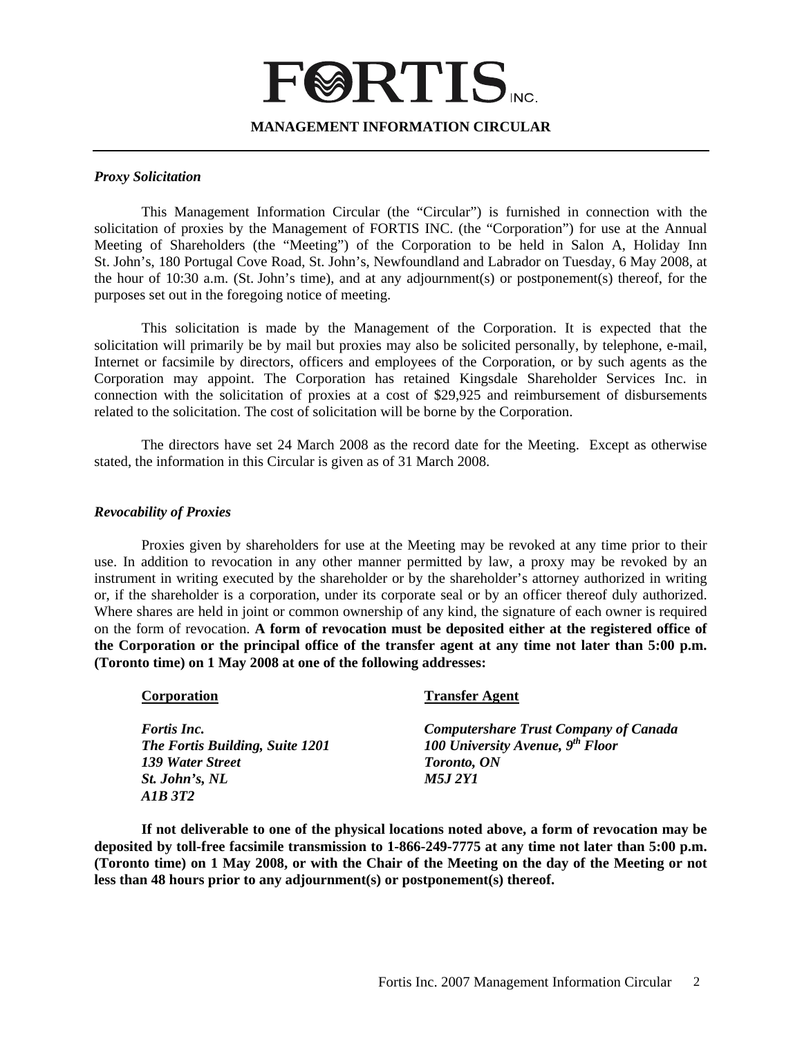# FORTIS INC.

## MANAGEMENT INFORMATION CIRCULAR

---

***Proxy Solicitation***

This Management Information Circular (the "Circular") is furnished in connection with the solicitation of proxies by the Management of FORTIS INC. (the "Corporation") for use at the Annual Meeting of Shareholders (the "Meeting") of the Corporation to be held in Salon A, Holiday Inn St. John's, 180 Portugal Cove Road, St. John's, Newfoundland and Labrador on Tuesday, 6 May 2008, at the hour of 10:30 a.m. (St. John's time), and at any adjournment(s) or postponement(s) thereof, for the purposes set out in the foregoing notice of meeting.

This solicitation is made by the Management of the Corporation. It is expected that the solicitation will primarily be by mail but proxies may also be solicited personally, by telephone, e-mail, Internet or facsimile by directors, officers and employees of the Corporation, or by such agents as the Corporation may appoint. The Corporation has retained Kingsdale Shareholder Services Inc. in connection with the solicitation of proxies at a cost of $29,925 and reimbursement of disbursements related to the solicitation. The cost of solicitation will be borne by the Corporation.

The directors have set 24 March 2008 as the record date for the Meeting. Except as otherwise stated, the information in this Circular is given as of 31 March 2008.

***Revocability of Proxies***

Proxies given by shareholders for use at the Meeting may be revoked at any time prior to their use. In addition to revocation in any other manner permitted by law, a proxy may be revoked by an instrument in writing executed by the shareholder or by the shareholder's attorney authorized in writing or, if the shareholder is a corporation, under its corporate seal or by an officer thereof duly authorized. Where shares are held in joint or common ownership of any kind, the signature of each owner is required on the form of revocation. **A form of revocation must be deposited either at the registered office of the Corporation or the principal office of the transfer agent at any time not later than 5:00 p.m. (Toronto time) on 1 May 2008 at one of the following addresses:**

| **Corporation** | **Transfer Agent** |
|---|---|
| ***Fortis Inc.*** | ***Computershare Trust Company of Canada*** |
| ***The Fortis Building, Suite 1201*** | ***100 University Avenue, 9th Floor*** |
| ***139 Water Street*** | ***Toronto, ON*** |
| ***St. John's, NL*** | ***M5J 2Y1*** |
| ***A1B 3T2*** | |

**If not deliverable to one of the physical locations noted above, a form of revocation may be deposited by toll-free facsimile transmission to 1-866-249-7775 at any time not later than 5:00 p.m. (Toronto time) on 1 May 2008, or with the Chair of the Meeting on the day of the Meeting or not less than 48 hours prior to any adjournment(s) or postponement(s) thereof.**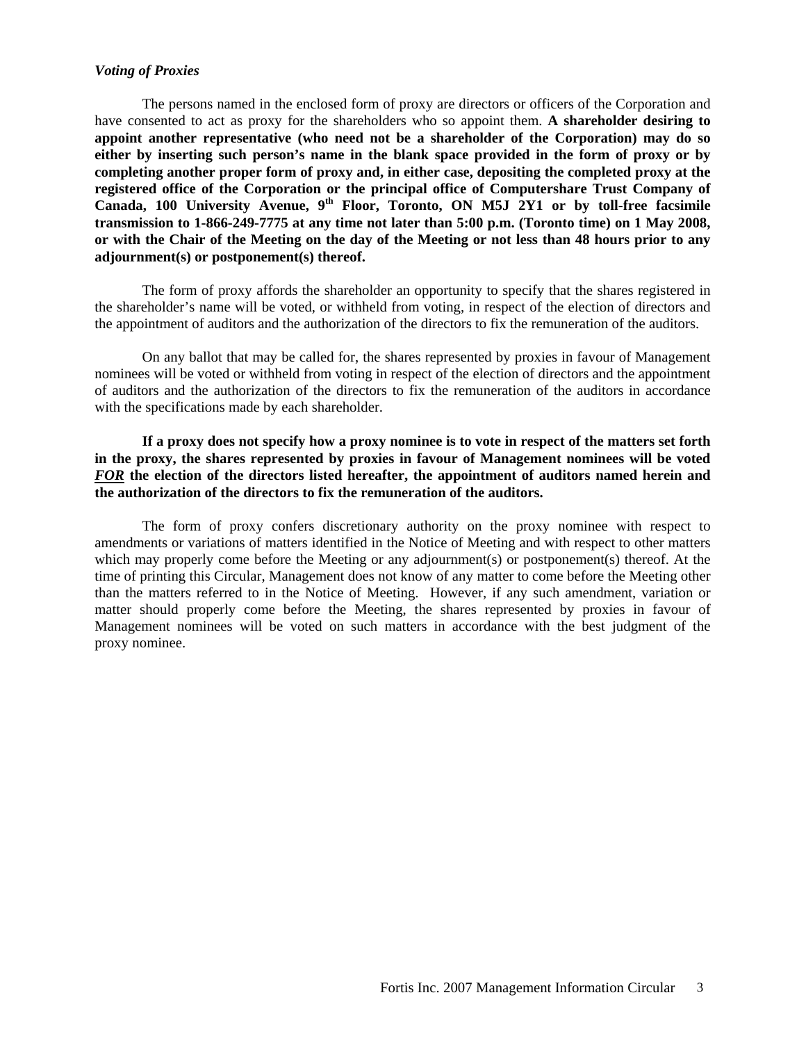*Voting of Proxies*

The persons named in the enclosed form of proxy are directors or officers of the Corporation and have consented to act as proxy for the shareholders who so appoint them. **A shareholder desiring to appoint another representative (who need not be a shareholder of the Corporation) may do so either by inserting such person's name in the blank space provided in the form of proxy or by completing another proper form of proxy and, in either case, depositing the completed proxy at the registered office of the Corporation or the principal office of Computershare Trust Company of Canada, 100 University Avenue, 9th Floor, Toronto, ON M5J 2Y1 or by toll-free facsimile transmission to 1-866-249-7775 at any time not later than 5:00 p.m. (Toronto time) on 1 May 2008, or with the Chair of the Meeting on the day of the Meeting or not less than 48 hours prior to any adjournment(s) or postponement(s) thereof.**

The form of proxy affords the shareholder an opportunity to specify that the shares registered in the shareholder's name will be voted, or withheld from voting, in respect of the election of directors and the appointment of auditors and the authorization of the directors to fix the remuneration of the auditors.

On any ballot that may be called for, the shares represented by proxies in favour of Management nominees will be voted or withheld from voting in respect of the election of directors and the appointment of auditors and the authorization of the directors to fix the remuneration of the auditors in accordance with the specifications made by each shareholder.

**If a proxy does not specify how a proxy nominee is to vote in respect of the matters set forth in the proxy, the shares represented by proxies in favour of Management nominees will be voted *FOR* the election of the directors listed hereafter, the appointment of auditors named herein and the authorization of the directors to fix the remuneration of the auditors.**

The form of proxy confers discretionary authority on the proxy nominee with respect to amendments or variations of matters identified in the Notice of Meeting and with respect to other matters which may properly come before the Meeting or any adjournment(s) or postponement(s) thereof. At the time of printing this Circular, Management does not know of any matter to come before the Meeting other than the matters referred to in the Notice of Meeting. However, if any such amendment, variation or matter should properly come before the Meeting, the shares represented by proxies in favour of Management nominees will be voted on such matters in accordance with the best judgment of the proxy nominee.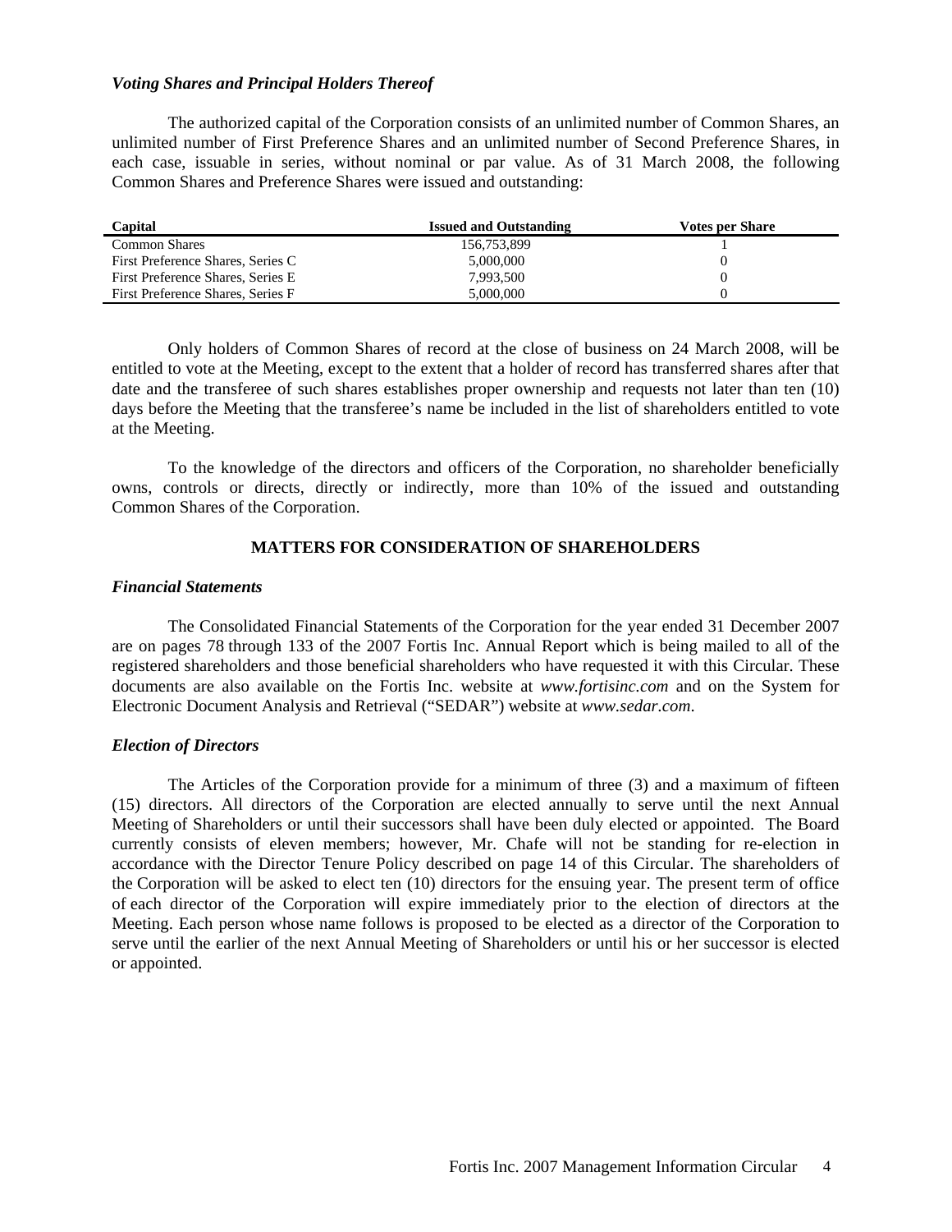### *Voting Shares and Principal Holders Thereof*

The authorized capital of the Corporation consists of an unlimited number of Common Shares, an unlimited number of First Preference Shares and an unlimited number of Second Preference Shares, in each case, issuable in series, without nominal or par value. As of 31 March 2008, the following Common Shares and Preference Shares were issued and outstanding:

| Capital | Issued and Outstanding | Votes per Share |
|---|---|---|
| Common Shares | 156,753,899 | 1 |
| First Preference Shares, Series C | 5,000,000 | 0 |
| First Preference Shares, Series E | 7,993,500 | 0 |
| First Preference Shares, Series F | 5,000,000 | 0 |

Only holders of Common Shares of record at the close of business on 24 March 2008, will be entitled to vote at the Meeting, except to the extent that a holder of record has transferred shares after that date and the transferee of such shares establishes proper ownership and requests not later than ten (10) days before the Meeting that the transferee's name be included in the list of shareholders entitled to vote at the Meeting.

To the knowledge of the directors and officers of the Corporation, no shareholder beneficially owns, controls or directs, directly or indirectly, more than 10% of the issued and outstanding Common Shares of the Corporation.

## MATTERS FOR CONSIDERATION OF SHAREHOLDERS

### *Financial Statements*

The Consolidated Financial Statements of the Corporation for the year ended 31 December 2007 are on pages 78 through 133 of the 2007 Fortis Inc. Annual Report which is being mailed to all of the registered shareholders and those beneficial shareholders who have requested it with this Circular. These documents are also available on the Fortis Inc. website at *www.fortisinc.com* and on the System for Electronic Document Analysis and Retrieval ("SEDAR") website at *www.sedar.com*.

### *Election of Directors*

The Articles of the Corporation provide for a minimum of three (3) and a maximum of fifteen (15) directors. All directors of the Corporation are elected annually to serve until the next Annual Meeting of Shareholders or until their successors shall have been duly elected or appointed. The Board currently consists of eleven members; however, Mr. Chafe will not be standing for re-election in accordance with the Director Tenure Policy described on page 14 of this Circular. The shareholders of the Corporation will be asked to elect ten (10) directors for the ensuing year. The present term of office of each director of the Corporation will expire immediately prior to the election of directors at the Meeting. Each person whose name follows is proposed to be elected as a director of the Corporation to serve until the earlier of the next Annual Meeting of Shareholders or until his or her successor is elected or appointed.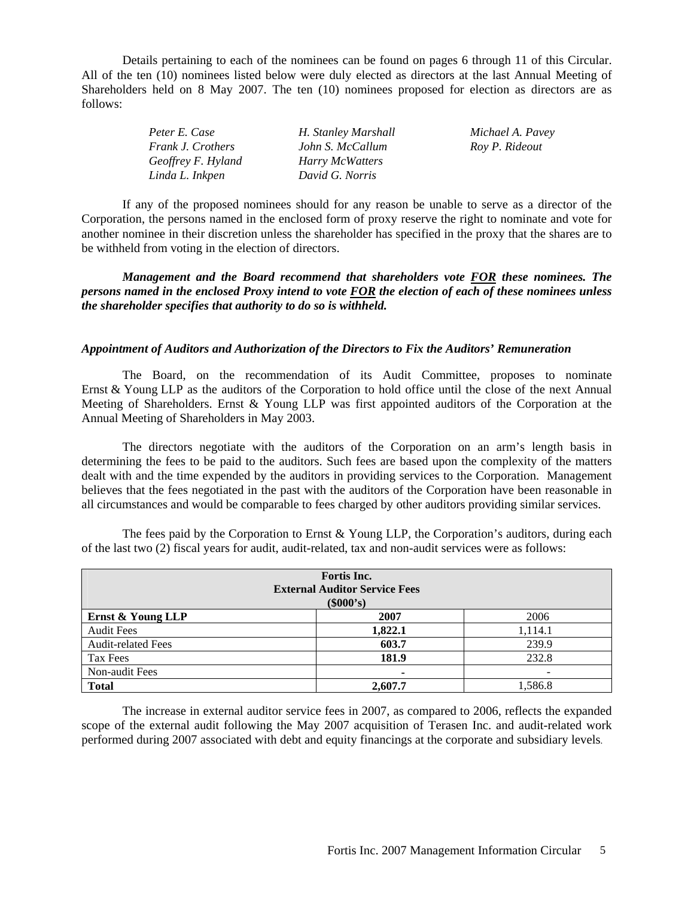Details pertaining to each of the nominees can be found on pages 6 through 11 of this Circular. All of the ten (10) nominees listed below were duly elected as directors at the last Annual Meeting of Shareholders held on 8 May 2007. The ten (10) nominees proposed for election as directors are as follows:

*Peter E. Case*
*Frank J. Crothers*
*Geoffrey F. Hyland*
*Linda L. Inkpen*
*H. Stanley Marshall*
*John S. McCallum*
*Harry McWatters*
*David G. Norris*
*Michael A. Pavey*
*Roy P. Rideout*

If any of the proposed nominees should for any reason be unable to serve as a director of the Corporation, the persons named in the enclosed form of proxy reserve the right to nominate and vote for another nominee in their discretion unless the shareholder has specified in the proxy that the shares are to be withheld from voting in the election of directors.

***Management and the Board recommend that shareholders vote FOR these nominees. The persons named in the enclosed Proxy intend to vote FOR the election of each of these nominees unless the shareholder specifies that authority to do so is withheld.***

### *Appointment of Auditors and Authorization of the Directors to Fix the Auditors' Remuneration*

The Board, on the recommendation of its Audit Committee, proposes to nominate Ernst & Young LLP as the auditors of the Corporation to hold office until the close of the next Annual Meeting of Shareholders. Ernst & Young LLP was first appointed auditors of the Corporation at the Annual Meeting of Shareholders in May 2003.

The directors negotiate with the auditors of the Corporation on an arm's length basis in determining the fees to be paid to the auditors. Such fees are based upon the complexity of the matters dealt with and the time expended by the auditors in providing services to the Corporation. Management believes that the fees negotiated in the past with the auditors of the Corporation have been reasonable in all circumstances and would be comparable to fees charged by other auditors providing similar services.

The fees paid by the Corporation to Ernst & Young LLP, the Corporation's auditors, during each of the last two (2) fiscal years for audit, audit-related, tax and non-audit services were as follows:

| **Fortis Inc.**<br>**External Auditor Service Fees**<br>**($000's)** | | |
|---|---|---|
| **Ernst & Young LLP** | **2007** | 2006 |
| Audit Fees | **1,822.1** | 1,114.1 |
| Audit-related Fees | **603.7** | 239.9 |
| Tax Fees | **181.9** | 232.8 |
| Non-audit Fees | **-** | - |
| **Total** | **2,607.7** | 1,586.8 |

The increase in external auditor service fees in 2007, as compared to 2006, reflects the expanded scope of the external audit following the May 2007 acquisition of Terasen Inc. and audit-related work performed during 2007 associated with debt and equity financings at the corporate and subsidiary levels.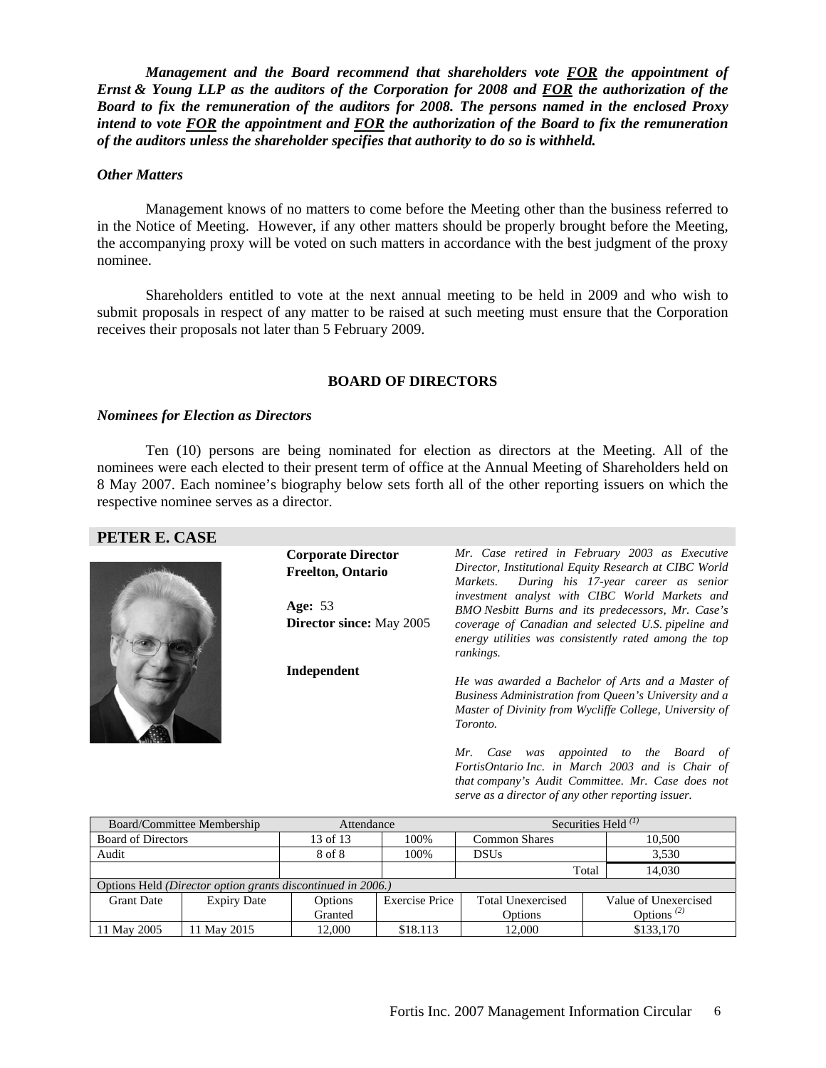***Management and the Board recommend that shareholders vote FOR the appointment of Ernst & Young LLP as the auditors of the Corporation for 2008 and FOR the authorization of the Board to fix the remuneration of the auditors for 2008. The persons named in the enclosed Proxy intend to vote FOR the appointment and FOR the authorization of the Board to fix the remuneration of the auditors unless the shareholder specifies that authority to do so is withheld.***

### *Other Matters*

Management knows of no matters to come before the Meeting other than the business referred to in the Notice of Meeting. However, if any other matters should be properly brought before the Meeting, the accompanying proxy will be voted on such matters in accordance with the best judgment of the proxy nominee.

Shareholders entitled to vote at the next annual meeting to be held in 2009 and who wish to submit proposals in respect of any matter to be raised at such meeting must ensure that the Corporation receives their proposals not later than 5 February 2009.

## BOARD OF DIRECTORS

### *Nominees for Election as Directors*

Ten (10) persons are being nominated for election as directors at the Meeting. All of the nominees were each elected to their present term of office at the Annual Meeting of Shareholders held on 8 May 2007. Each nominee's biography below sets forth all of the other reporting issuers on which the respective nominee serves as a director.

### PETER E. CASE

**Corporate Director**
**Freelton, Ontario**

**Age:** 53
**Director since:** May 2005

**Independent**

*Mr. Case retired in February 2003 as Executive Director, Institutional Equity Research at CIBC World Markets. During his 17-year career as senior investment analyst with CIBC World Markets and BMO Nesbitt Burns and its predecessors, Mr. Case's coverage of Canadian and selected U.S. pipeline and energy utilities was consistently rated among the top rankings.*

*He was awarded a Bachelor of Arts and a Master of Business Administration from Queen's University and a Master of Divinity from Wycliffe College, University of Toronto.*

*Mr. Case was appointed to the Board of FortisOntario Inc. in March 2003 and is Chair of that company's Audit Committee. Mr. Case does not serve as a director of any other reporting issuer.*

| Board/Committee Membership | Attendance | | Securities Held [(1)] | |
|---|---|---|---|---|
| Board of Directors | 13 of 13 | 100% | Common Shares | 10,500 |
| Audit | 8 of 8 | 100% | DSUs | 3,530 |
| | | | Total | 14,030 |

Options Held *(Director option grants discontinued in 2006.)*

| Grant Date | Expiry Date | Options Granted | Exercise Price | Total Unexercised Options | Value of Unexercised Options [(2)] |
|---|---|---|---|---|---|
| 11 May 2005 | 11 May 2015 | 12,000 | $18.113 | 12,000 | $133,170 |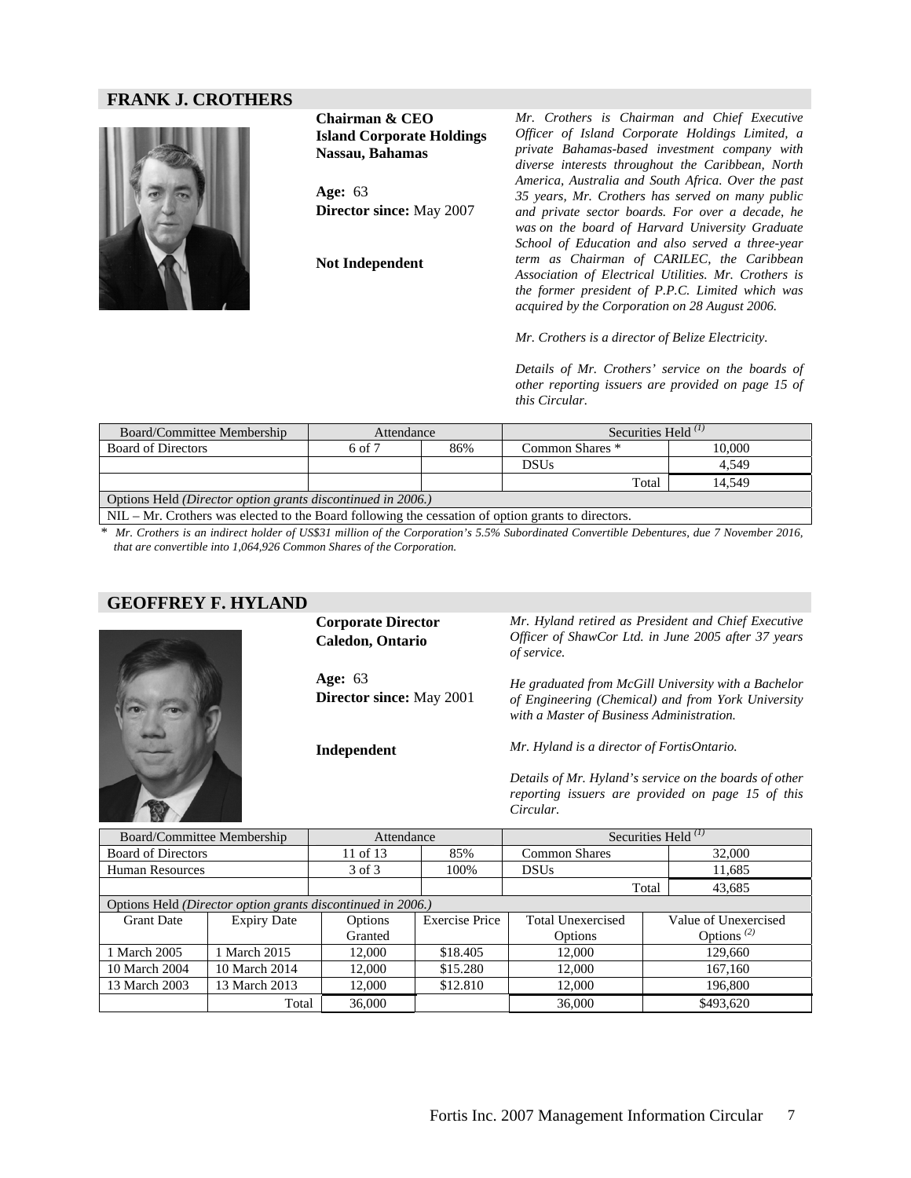## FRANK J. CROTHERS

**Chairman & CEO**
**Island Corporate Holdings**
**Nassau, Bahamas**

**Age:** 63
**Director since:** May 2007

**Not Independent**

*Mr. Crothers is Chairman and Chief Executive Officer of Island Corporate Holdings Limited, a private Bahamas-based investment company with diverse interests throughout the Caribbean, North America, Australia and South Africa. Over the past 35 years, Mr. Crothers has served on many public and private sector boards. For over a decade, he was on the board of Harvard University Graduate School of Education and also served a three-year term as Chairman of CARILEC, the Caribbean Association of Electrical Utilities. Mr. Crothers is the former president of P.P.C. Limited which was acquired by the Corporation on 28 August 2006.*

*Mr. Crothers is a director of Belize Electricity.*

*Details of Mr. Crothers' service on the boards of other reporting issuers are provided on page 15 of this Circular.*

| Board/Committee Membership | Attendance | | Securities Held [1] | |
|---|---|---|---|---|
| Board of Directors | 6 of 7 | 86% | Common Shares * | 10,000 |
| | | | DSUs | 4,549 |
| | | | Total | 14,549 |
| Options Held *(Director option grants discontinued in 2006.)* | | | | |
| NIL – Mr. Crothers was elected to the Board following the cessation of option grants to directors. | | | | |

\* *Mr. Crothers is an indirect holder of US$31 million of the Corporation's 5.5% Subordinated Convertible Debentures, due 7 November 2016, that are convertible into 1,064,926 Common Shares of the Corporation.*

## GEOFFREY F. HYLAND

**Corporate Director**
**Caledon, Ontario**

**Age:** 63
**Director since:** May 2001

**Independent**

*Mr. Hyland retired as President and Chief Executive Officer of ShawCor Ltd. in June 2005 after 37 years of service.*

*He graduated from McGill University with a Bachelor of Engineering (Chemical) and from York University with a Master of Business Administration.*

*Mr. Hyland is a director of FortisOntario.*

*Details of Mr. Hyland's service on the boards of other reporting issuers are provided on page 15 of this Circular.*

| Board/Committee Membership | Attendance | | Securities Held [1] | |
|---|---|---|---|---|
| Board of Directors | 11 of 13 | 85% | Common Shares | 32,000 |
| Human Resources | 3 of 3 | 100% | DSUs | 11,685 |
| | | | Total | 43,685 |

Options Held *(Director option grants discontinued in 2006.)*

| Grant Date | Expiry Date | Options Granted | Exercise Price | Total Unexercised Options | Value of Unexercised Options [2] |
|---|---|---|---|---|---|
| 1 March 2005 | 1 March 2015 | 12,000 | $18.405 | 12,000 | 129,660 |
| 10 March 2004 | 10 March 2014 | 12,000 | $15.280 | 12,000 | 167,160 |
| 13 March 2003 | 13 March 2013 | 12,000 | $12.810 | 12,000 | 196,800 |
| | Total | 36,000 | | 36,000 | $493,620 |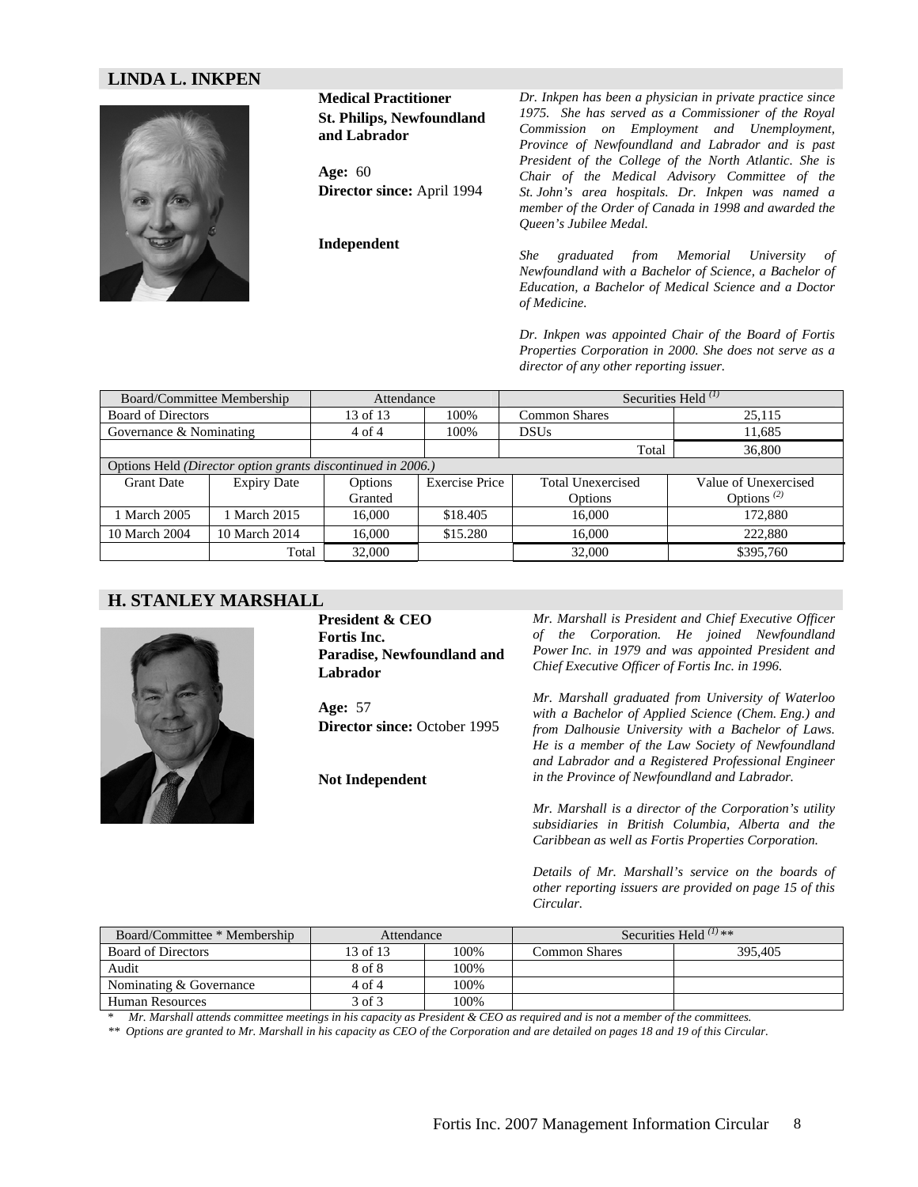## LINDA L. INKPEN

**Medical Practitioner**
**St. Philips, Newfoundland and Labrador**

**Age:** 60
**Director since:** April 1994

**Independent**

*Dr. Inkpen has been a physician in private practice since 1975. She has served as a Commissioner of the Royal Commission on Employment and Unemployment, Province of Newfoundland and Labrador and is past President of the College of the North Atlantic. She is Chair of the Medical Advisory Committee of the St. John's area hospitals. Dr. Inkpen was named a member of the Order of Canada in 1998 and awarded the Queen's Jubilee Medal.*

*She graduated from Memorial University of Newfoundland with a Bachelor of Science, a Bachelor of Education, a Bachelor of Medical Science and a Doctor of Medicine.*

*Dr. Inkpen was appointed Chair of the Board of Fortis Properties Corporation in 2000. She does not serve as a director of any other reporting issuer.*

| Board/Committee Membership | | Attendance | | Securities Held [(1)] | |
|---|---|---|---|---|---|
| Board of Directors | | 13 of 13 | 100% | Common Shares | 25,115 |
| Governance & Nominating | | 4 of 4 | 100% | DSUs | 11,685 |
| | | | | Total | 36,800 |
| Options Held *(Director option grants discontinued in 2006.)* | | | | | |
| Grant Date | Expiry Date | Options Granted | Exercise Price | Total Unexercised Options | Value of Unexercised Options [(2)] |
| 1 March 2005 | 1 March 2015 | 16,000 | $18.405 | 16,000 | 172,880 |
| 10 March 2004 | 10 March 2014 | 16,000 | $15.280 | 16,000 | 222,880 |
| | Total | 32,000 | | 32,000 | $395,760 |

## H. STANLEY MARSHALL

**President & CEO**
**Fortis Inc.**
**Paradise, Newfoundland and Labrador**

**Age:** 57
**Director since:** October 1995

**Not Independent**

*Mr. Marshall is President and Chief Executive Officer of the Corporation. He joined Newfoundland Power Inc. in 1979 and was appointed President and Chief Executive Officer of Fortis Inc. in 1996.*

*Mr. Marshall graduated from University of Waterloo with a Bachelor of Applied Science (Chem. Eng.) and from Dalhousie University with a Bachelor of Laws. He is a member of the Law Society of Newfoundland and Labrador and a Registered Professional Engineer in the Province of Newfoundland and Labrador.*

*Mr. Marshall is a director of the Corporation's utility subsidiaries in British Columbia, Alberta and the Caribbean as well as Fortis Properties Corporation.*

*Details of Mr. Marshall's service on the boards of other reporting issuers are provided on page 15 of this Circular.*

| Board/Committee * Membership | Attendance | | Securities Held [(1)] ** | |
|---|---|---|---|---|
| Board of Directors | 13 of 13 | 100% | Common Shares | 395,405 |
| Audit | 8 of 8 | 100% | | |
| Nominating & Governance | 4 of 4 | 100% | | |
| Human Resources | 3 of 3 | 100% | | |

\* *Mr. Marshall attends committee meetings in his capacity as President & CEO as required and is not a member of the committees.*

** *Options are granted to Mr. Marshall in his capacity as CEO of the Corporation and are detailed on pages 18 and 19 of this Circular.*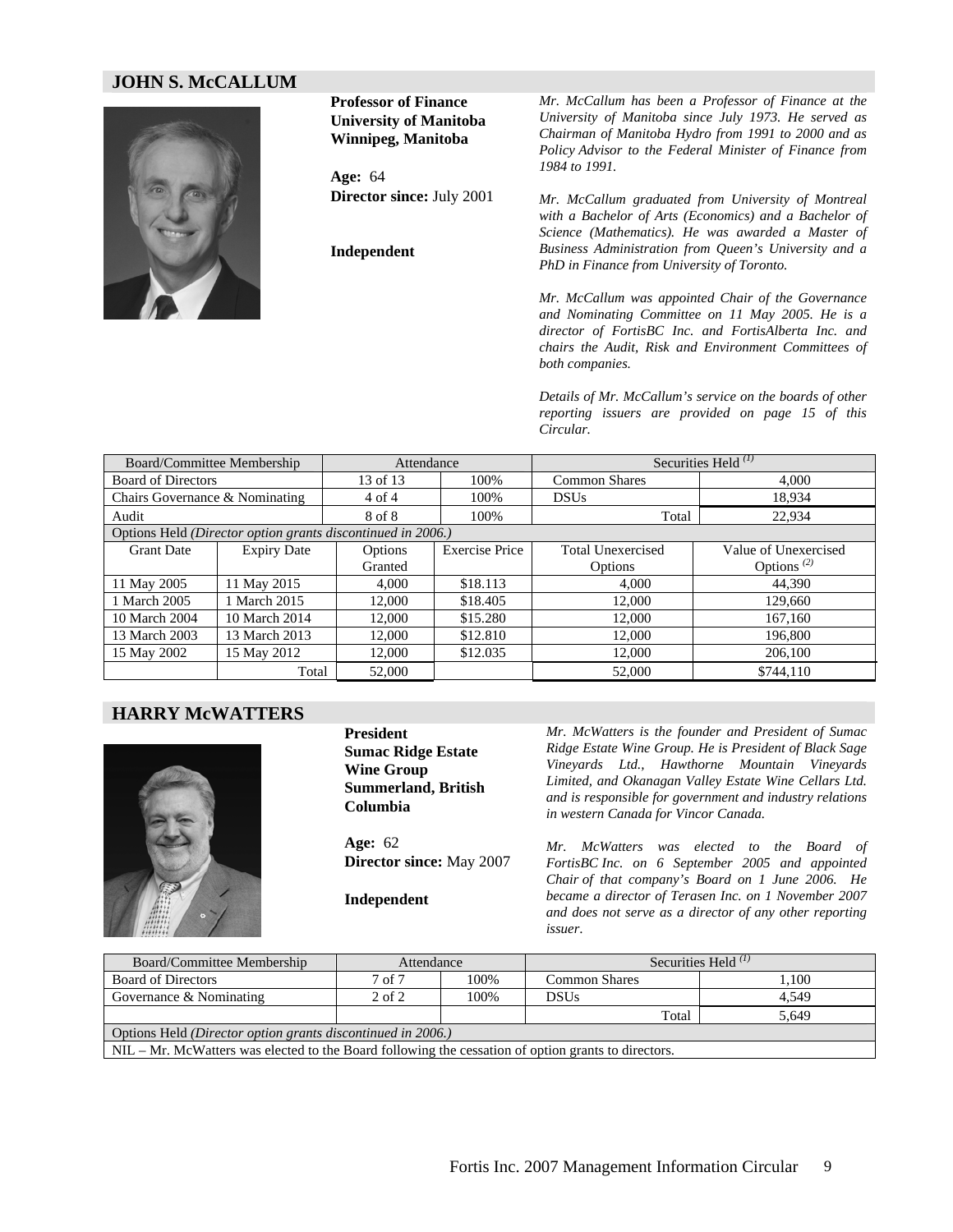## JOHN S. McCALLUM

**Professor of Finance**
**University of Manitoba**
**Winnipeg, Manitoba**

**Age:** 64
**Director since:** July 2001

**Independent**

*Mr. McCallum has been a Professor of Finance at the University of Manitoba since July 1973. He served as Chairman of Manitoba Hydro from 1991 to 2000 and as Policy Advisor to the Federal Minister of Finance from 1984 to 1991.*

*Mr. McCallum graduated from University of Montreal with a Bachelor of Arts (Economics) and a Bachelor of Science (Mathematics). He was awarded a Master of Business Administration from Queen's University and a PhD in Finance from University of Toronto.*

*Mr. McCallum was appointed Chair of the Governance and Nominating Committee on 11 May 2005. He is a director of FortisBC Inc. and FortisAlberta Inc. and chairs the Audit, Risk and Environment Committees of both companies.*

*Details of Mr. McCallum's service on the boards of other reporting issuers are provided on page 15 of this Circular.*

| Board/Committee Membership | | Attendance | | Securities Held [(1)] | |
|---|---|---|---|---|---|
| Board of Directors | | 13 of 13 | 100% | Common Shares | 4,000 |
| Chairs Governance & Nominating | | 4 of 4 | 100% | DSUs | 18,934 |
| Audit | | 8 of 8 | 100% | Total | 22,934 |
| Options Held *(Director option grants discontinued in 2006.)* | | | | | |
| Grant Date | Expiry Date | Options Granted | Exercise Price | Total Unexercised Options | Value of Unexercised Options [(2)] |
| 11 May 2005 | 11 May 2015 | 4,000 | $18.113 | 4,000 | 44,390 |
| 1 March 2005 | 1 March 2015 | 12,000 | $18.405 | 12,000 | 129,660 |
| 10 March 2004 | 10 March 2014 | 12,000 | $15.280 | 12,000 | 167,160 |
| 13 March 2003 | 13 March 2013 | 12,000 | $12.810 | 12,000 | 196,800 |
| 15 May 2002 | 15 May 2012 | 12,000 | $12.035 | 12,000 | 206,100 |
| | Total | 52,000 | | 52,000 | $744,110 |

## HARRY McWATTERS

**President**
**Sumac Ridge Estate Wine Group**
**Summerland, British Columbia**

**Age:** 62
**Director since:** May 2007

**Independent**

*Mr. McWatters is the founder and President of Sumac Ridge Estate Wine Group. He is President of Black Sage Vineyards Ltd., Hawthorne Mountain Vineyards Limited, and Okanagan Valley Estate Wine Cellars Ltd. and is responsible for government and industry relations in western Canada for Vincor Canada.*

*Mr. McWatters was elected to the Board of FortisBC Inc. on 6 September 2005 and appointed Chair of that company's Board on 1 June 2006. He became a director of Terasen Inc. on 1 November 2007 and does not serve as a director of any other reporting issuer.*

| Board/Committee Membership | Attendance | | Securities Held [(1)] | |
|---|---|---|---|---|
| Board of Directors | 7 of 7 | 100% | Common Shares | 1,100 |
| Governance & Nominating | 2 of 2 | 100% | DSUs | 4,549 |
| | | | Total | 5,649 |
| Options Held *(Director option grants discontinued in 2006.)* | | | | |
| NIL – Mr. McWatters was elected to the Board following the cessation of option grants to directors. | | | | |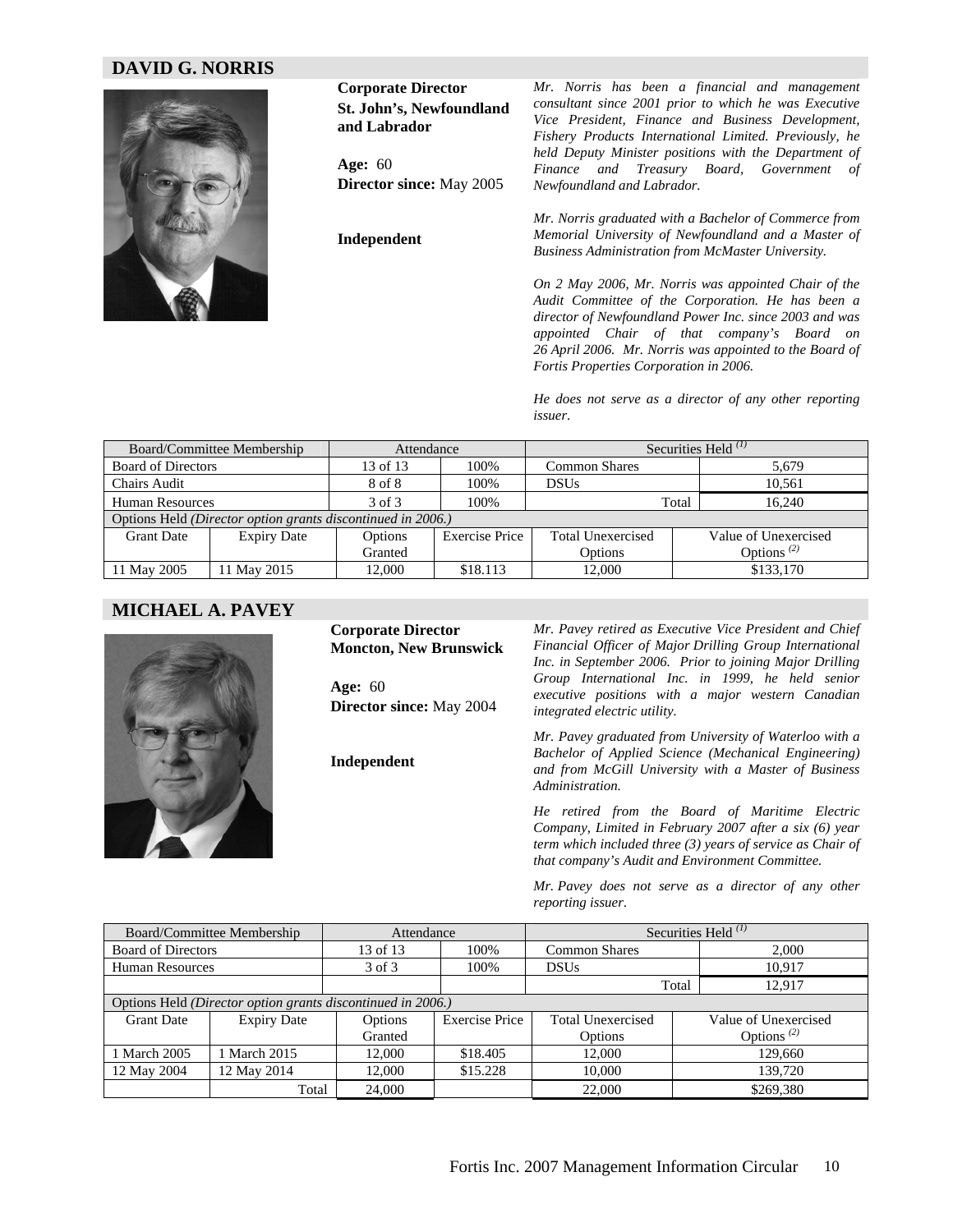## DAVID G. NORRIS

**Corporate Director**
**St. John's, Newfoundland and Labrador**

**Age:** 60
**Director since:** May 2005

**Independent**

*Mr. Norris has been a financial and management consultant since 2001 prior to which he was Executive Vice President, Finance and Business Development, Fishery Products International Limited. Previously, he held Deputy Minister positions with the Department of Finance and Treasury Board, Government of Newfoundland and Labrador.*

*Mr. Norris graduated with a Bachelor of Commerce from Memorial University of Newfoundland and a Master of Business Administration from McMaster University.*

*On 2 May 2006, Mr. Norris was appointed Chair of the Audit Committee of the Corporation. He has been a director of Newfoundland Power Inc. since 2003 and was appointed Chair of that company's Board on 26 April 2006. Mr. Norris was appointed to the Board of Fortis Properties Corporation in 2006.*

*He does not serve as a director of any other reporting issuer.*

| Board/Committee Membership | | Attendance | | Securities Held [(1)] | |
|---|---|---|---|---|---|
| Board of Directors | | 13 of 13 | 100% | Common Shares | 5,679 |
| Chairs Audit | | 8 of 8 | 100% | DSUs | 10,561 |
| Human Resources | | 3 of 3 | 100% | Total | 16,240 |
| Options Held *(Director option grants discontinued in 2006.)* | | | | | |
| Grant Date | Expiry Date | Options Granted | Exercise Price | Total Unexercised Options | Value of Unexercised Options [(2)] |
| 11 May 2005 | 11 May 2015 | 12,000 | $18.113 | 12,000 | $133,170 |

## MICHAEL A. PAVEY

**Corporate Director**
**Moncton, New Brunswick**

**Age:** 60
**Director since:** May 2004

**Independent**

*Mr. Pavey retired as Executive Vice President and Chief Financial Officer of Major Drilling Group International Inc. in September 2006. Prior to joining Major Drilling Group International Inc. in 1999, he held senior executive positions with a major western Canadian integrated electric utility.*

*Mr. Pavey graduated from University of Waterloo with a Bachelor of Applied Science (Mechanical Engineering) and from McGill University with a Master of Business Administration.*

*He retired from the Board of Maritime Electric Company, Limited in February 2007 after a six (6) year term which included three (3) years of service as Chair of that company's Audit and Environment Committee.*

*Mr. Pavey does not serve as a director of any other reporting issuer.*

| Board/Committee Membership | | Attendance | | Securities Held [(1)] | |
|---|---|---|---|---|---|
| Board of Directors | | 13 of 13 | 100% | Common Shares | 2,000 |
| Human Resources | | 3 of 3 | 100% | DSUs | 10,917 |
| | | | | Total | 12,917 |
| Options Held *(Director option grants discontinued in 2006.)* | | | | | |
| Grant Date | Expiry Date | Options Granted | Exercise Price | Total Unexercised Options | Value of Unexercised Options [(2)] |
| 1 March 2005 | 1 March 2015 | 12,000 | $18.405 | 12,000 | 129,660 |
| 12 May 2004 | 12 May 2014 | 12,000 | $15.228 | 10,000 | 139,720 |
| | Total | 24,000 | | 22,000 | $269,380 |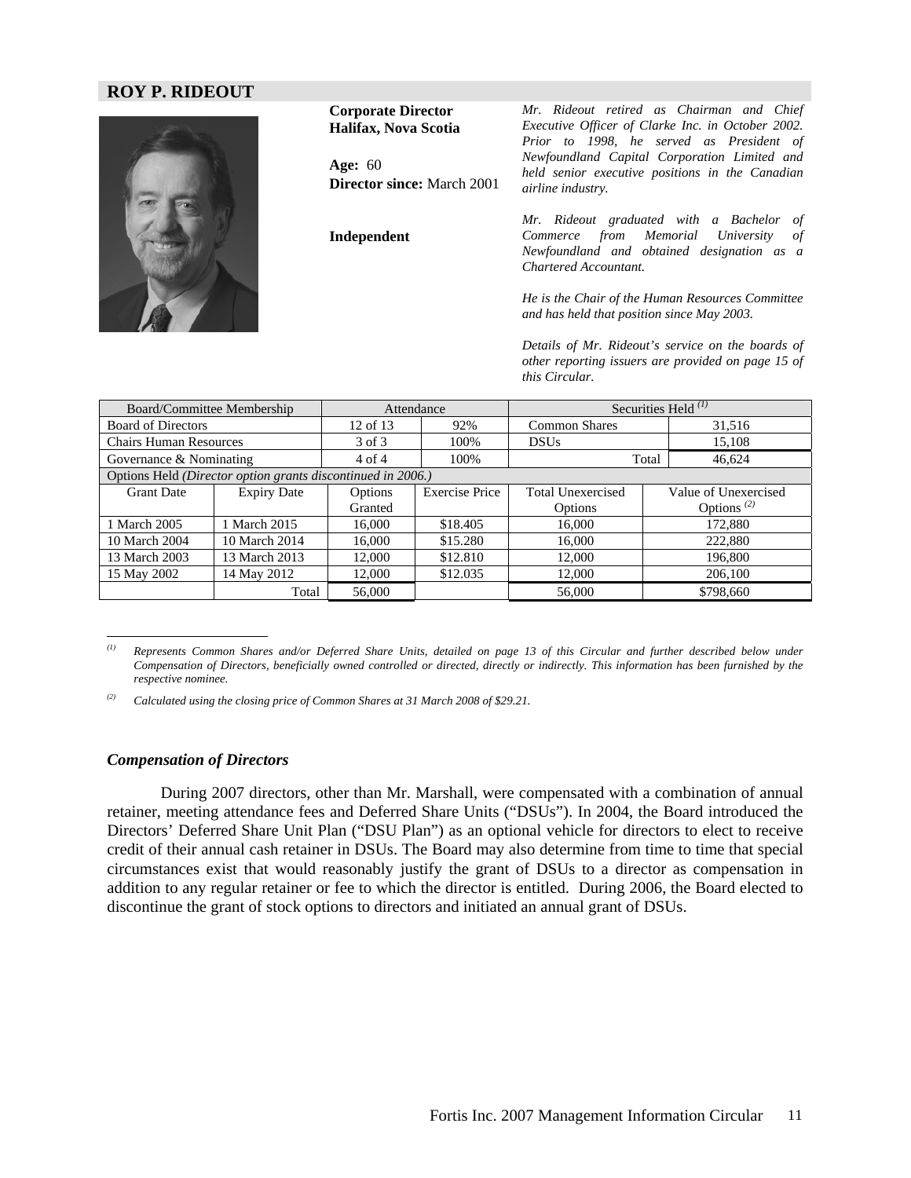## ROY P. RIDEOUT

**Corporate Director**
**Halifax, Nova Scotia**

**Age:** 60
**Director since:** March 2001

**Independent**

*Mr. Rideout retired as Chairman and Chief Executive Officer of Clarke Inc. in October 2002. Prior to 1998, he served as President of Newfoundland Capital Corporation Limited and held senior executive positions in the Canadian airline industry.*

*Mr. Rideout graduated with a Bachelor of Commerce from Memorial University of Newfoundland and obtained designation as a Chartered Accountant.*

*He is the Chair of the Human Resources Committee and has held that position since May 2003.*

*Details of Mr. Rideout's service on the boards of other reporting issuers are provided on page 15 of this Circular.*

| Board/Committee Membership | | Attendance | | Securities Held [1] | |
|---|---|---|---|---|---|
| Board of Directors | | 12 of 13 | 92% | Common Shares | 31,516 |
| Chairs Human Resources | | 3 of 3 | 100% | DSUs | 15,108 |
| Governance & Nominating | | 4 of 4 | 100% | Total | 46,624 |

Options Held *(Director option grants discontinued in 2006.)*

| Grant Date | Expiry Date | Options Granted | Exercise Price | Total Unexercised Options | Value of Unexercised Options [2] |
|---|---|---|---|---|---|
| 1 March 2005 | 1 March 2015 | 16,000 | $18.405 | 16,000 | 172,880 |
| 10 March 2004 | 10 March 2014 | 16,000 | $15.280 | 16,000 | 222,880 |
| 13 March 2003 | 13 March 2013 | 12,000 | $12.810 | 12,000 | 196,800 |
| 15 May 2002 | 14 May 2012 | 12,000 | $12.035 | 12,000 | 206,100 |
| | Total | 56,000 | | 56,000 | $798,660 |

[1] *Represents Common Shares and/or Deferred Share Units, detailed on page 13 of this Circular and further described below under Compensation of Directors, beneficially owned controlled or directed, directly or indirectly. This information has been furnished by the respective nominee.*

[2] *Calculated using the closing price of Common Shares at 31 March 2008 of $29.21.*

### *Compensation of Directors*

During 2007 directors, other than Mr. Marshall, were compensated with a combination of annual retainer, meeting attendance fees and Deferred Share Units ("DSUs"). In 2004, the Board introduced the Directors' Deferred Share Unit Plan ("DSU Plan") as an optional vehicle for directors to elect to receive credit of their annual cash retainer in DSUs. The Board may also determine from time to time that special circumstances exist that would reasonably justify the grant of DSUs to a director as compensation in addition to any regular retainer or fee to which the director is entitled. During 2006, the Board elected to discontinue the grant of stock options to directors and initiated an annual grant of DSUs.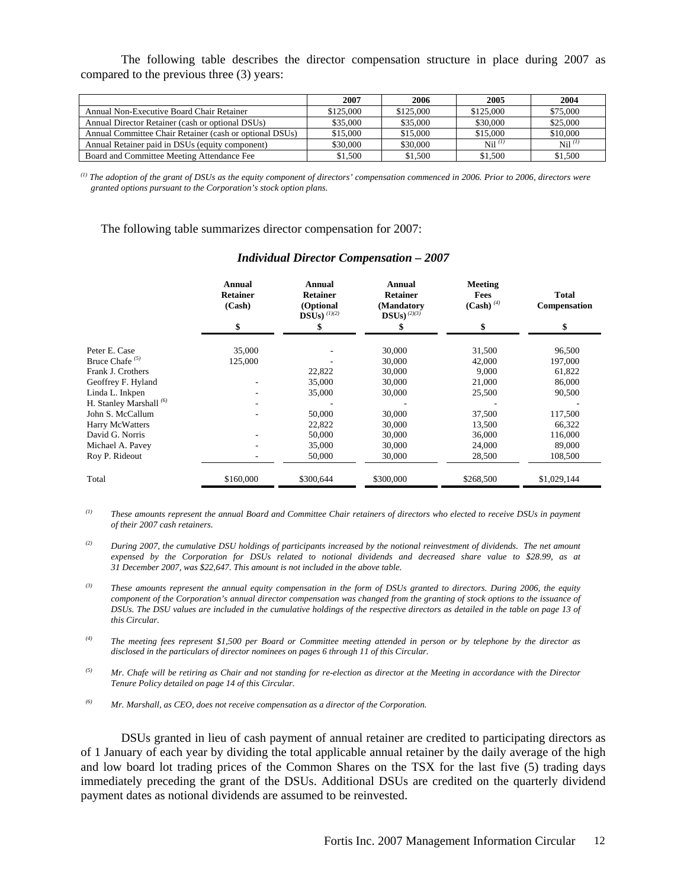The following table describes the director compensation structure in place during 2007 as compared to the previous three (3) years:

| | 2007 | 2006 | 2005 | 2004 |
|---|---|---|---|---|
| Annual Non-Executive Board Chair Retainer | $125,000 | $125,000 | $125,000 | $75,000 |
| Annual Director Retainer (cash or optional DSUs) | $35,000 | $35,000 | $30,000 | $25,000 |
| Annual Committee Chair Retainer (cash or optional DSUs) | $15,000 | $15,000 | $15,000 | $10,000 |
| Annual Retainer paid in DSUs (equity component) | $30,000 | $30,000 | Nil [(1)] | Nil [(1)] |
| Board and Committee Meeting Attendance Fee | $1,500 | $1,500 | $1,500 | $1,500 |

*[(1)] The adoption of the grant of DSUs as the equity component of directors' compensation commenced in 2006. Prior to 2006, directors were granted options pursuant to the Corporation's stock option plans.*

The following table summarizes director compensation for 2007:

### *Individual Director Compensation – 2007*

| | Annual Retainer (Cash) | Annual Retainer (Optional DSUs) [(1)(2)] | Annual Retainer (Mandatory DSUs) [(2)(3)] | Meeting Fees (Cash) [(4)] | Total Compensation |
|---|---|---|---|---|---|
| | $ | $ | $ | $ | $ |
| Peter E. Case | 35,000 | - | 30,000 | 31,500 | 96,500 |
| Bruce Chafe [(5)] | 125,000 | - | 30,000 | 42,000 | 197,000 |
| Frank J. Crothers | | 22,822 | 30,000 | 9,000 | 61,822 |
| Geoffrey F. Hyland | - | 35,000 | 30,000 | 21,000 | 86,000 |
| Linda L. Inkpen | - | 35,000 | 30,000 | 25,500 | 90,500 |
| H. Stanley Marshall [(6)] | - | - | - | - | - |
| John S. McCallum | - | 50,000 | 30,000 | 37,500 | 117,500 |
| Harry McWatters | | 22,822 | 30,000 | 13,500 | 66,322 |
| David G. Norris | - | 50,000 | 30,000 | 36,000 | 116,000 |
| Michael A. Pavey | - | 35,000 | 30,000 | 24,000 | 89,000 |
| Roy P. Rideout | - | 50,000 | 30,000 | 28,500 | 108,500 |
| Total | $160,000 | $300,644 | $300,000 | $268,500 | $1,029,144 |

*(1) These amounts represent the annual Board and Committee Chair retainers of directors who elected to receive DSUs in payment of their 2007 cash retainers.*

*(2) During 2007, the cumulative DSU holdings of participants increased by the notional reinvestment of dividends. The net amount expensed by the Corporation for DSUs related to notional dividends and decreased share value to $28.99, as at 31 December 2007, was $22,647. This amount is not included in the above table.*

*(3) These amounts represent the annual equity compensation in the form of DSUs granted to directors. During 2006, the equity component of the Corporation's annual director compensation was changed from the granting of stock options to the issuance of DSUs. The DSU values are included in the cumulative holdings of the respective directors as detailed in the table on page 13 of this Circular.*

*(4) The meeting fees represent $1,500 per Board or Committee meeting attended in person or by telephone by the director as disclosed in the particulars of director nominees on pages 6 through 11 of this Circular.*

*(5) Mr. Chafe will be retiring as Chair and not standing for re-election as director at the Meeting in accordance with the Director Tenure Policy detailed on page 14 of this Circular.*

*(6) Mr. Marshall, as CEO, does not receive compensation as a director of the Corporation.*

DSUs granted in lieu of cash payment of annual retainer are credited to participating directors as of 1 January of each year by dividing the total applicable annual retainer by the daily average of the high and low board lot trading prices of the Common Shares on the TSX for the last five (5) trading days immediately preceding the grant of the DSUs. Additional DSUs are credited on the quarterly dividend payment dates as notional dividends are assumed to be reinvested.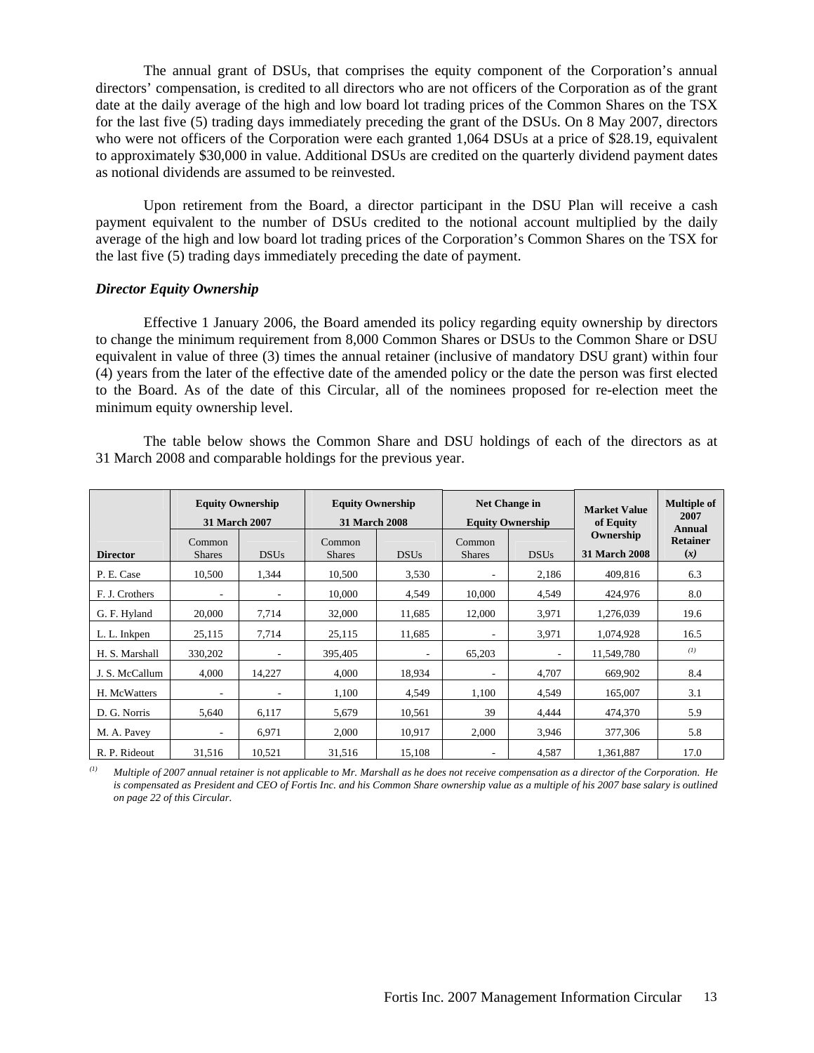The annual grant of DSUs, that comprises the equity component of the Corporation's annual directors' compensation, is credited to all directors who are not officers of the Corporation as of the grant date at the daily average of the high and low board lot trading prices of the Common Shares on the TSX for the last five (5) trading days immediately preceding the grant of the DSUs. On 8 May 2007, directors who were not officers of the Corporation were each granted 1,064 DSUs at a price of $28.19, equivalent to approximately $30,000 in value. Additional DSUs are credited on the quarterly dividend payment dates as notional dividends are assumed to be reinvested.

Upon retirement from the Board, a director participant in the DSU Plan will receive a cash payment equivalent to the number of DSUs credited to the notional account multiplied by the daily average of the high and low board lot trading prices of the Corporation's Common Shares on the TSX for the last five (5) trading days immediately preceding the date of payment.

### *Director Equity Ownership*

Effective 1 January 2006, the Board amended its policy regarding equity ownership by directors to change the minimum requirement from 8,000 Common Shares or DSUs to the Common Share or DSU equivalent in value of three (3) times the annual retainer (inclusive of mandatory DSU grant) within four (4) years from the later of the effective date of the amended policy or the date the person was first elected to the Board. As of the date of this Circular, all of the nominees proposed for re-election meet the minimum equity ownership level.

The table below shows the Common Share and DSU holdings of each of the directors as at 31 March 2008 and comparable holdings for the previous year.

| | **Equity Ownership 31 March 2007** | | **Equity Ownership 31 March 2008** | | **Net Change in Equity Ownership** | | **Market Value of Equity Ownership** | **Multiple of 2007 Annual Retainer** |
|---|---|---|---|---|---|---|---|---|
| **Director** | Common Shares | DSUs | Common Shares | DSUs | Common Shares | DSUs | **31 March 2008** | **(*x*)** |
| P. E. Case | 10,500 | 1,344 | 10,500 | 3,530 | - | 2,186 | 409,816 | 6.3 |
| F. J. Crothers | - | - | 10,000 | 4,549 | 10,000 | 4,549 | 424,976 | 8.0 |
| G. F. Hyland | 20,000 | 7,714 | 32,000 | 11,685 | 12,000 | 3,971 | 1,276,039 | 19.6 |
| L. L. Inkpen | 25,115 | 7,714 | 25,115 | 11,685 | - | 3,971 | 1,074,928 | 16.5 |
| H. S. Marshall | 330,202 | - | 395,405 | - | 65,203 | - | 11,549,780 | (1) |
| J. S. McCallum | 4,000 | 14,227 | 4,000 | 18,934 | - | 4,707 | 669,902 | 8.4 |
| H. McWatters | - | - | 1,100 | 4,549 | 1,100 | 4,549 | 165,007 | 3.1 |
| D. G. Norris | 5,640 | 6,117 | 5,679 | 10,561 | 39 | 4,444 | 474,370 | 5.9 |
| M. A. Pavey | - | 6,971 | 2,000 | 10,917 | 2,000 | 3,946 | 377,306 | 5.8 |
| R. P. Rideout | 31,516 | 10,521 | 31,516 | 15,108 | - | 4,587 | 1,361,887 | 17.0 |

(1) *Multiple of 2007 annual retainer is not applicable to Mr. Marshall as he does not receive compensation as a director of the Corporation. He is compensated as President and CEO of Fortis Inc. and his Common Share ownership value as a multiple of his 2007 base salary is outlined on page 22 of this Circular.*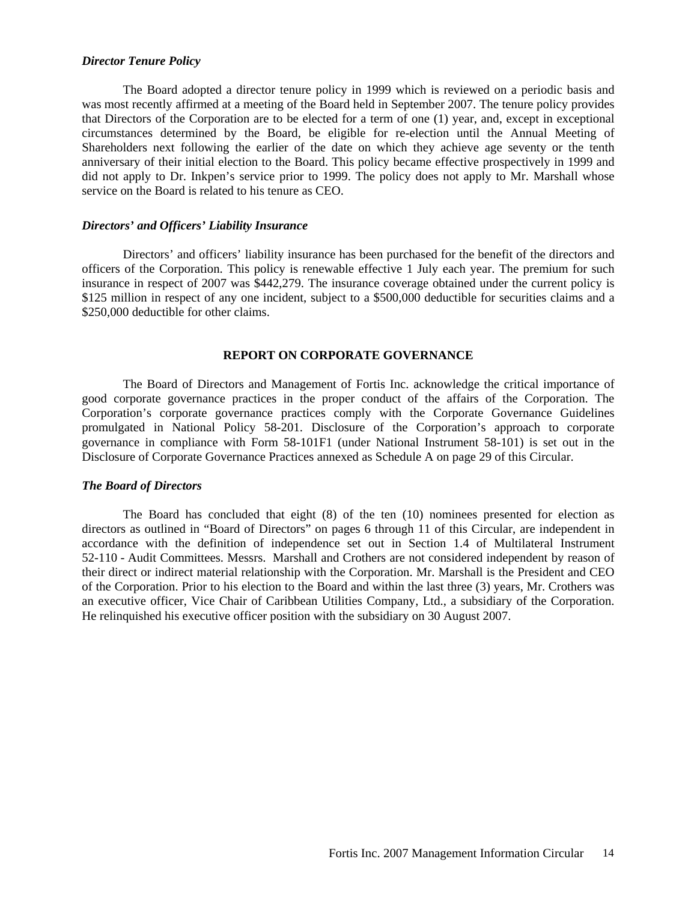***Director Tenure Policy***

The Board adopted a director tenure policy in 1999 which is reviewed on a periodic basis and was most recently affirmed at a meeting of the Board held in September 2007. The tenure policy provides that Directors of the Corporation are to be elected for a term of one (1) year, and, except in exceptional circumstances determined by the Board, be eligible for re-election until the Annual Meeting of Shareholders next following the earlier of the date on which they achieve age seventy or the tenth anniversary of their initial election to the Board. This policy became effective prospectively in 1999 and did not apply to Dr. Inkpen's service prior to 1999. The policy does not apply to Mr. Marshall whose service on the Board is related to his tenure as CEO.

***Directors' and Officers' Liability Insurance***

Directors' and officers' liability insurance has been purchased for the benefit of the directors and officers of the Corporation. This policy is renewable effective 1 July each year. The premium for such insurance in respect of 2007 was $442,279. The insurance coverage obtained under the current policy is $125 million in respect of any one incident, subject to a $500,000 deductible for securities claims and a $250,000 deductible for other claims.

## REPORT ON CORPORATE GOVERNANCE

The Board of Directors and Management of Fortis Inc. acknowledge the critical importance of good corporate governance practices in the proper conduct of the affairs of the Corporation. The Corporation's corporate governance practices comply with the Corporate Governance Guidelines promulgated in National Policy 58-201. Disclosure of the Corporation's approach to corporate governance in compliance with Form 58-101F1 (under National Instrument 58-101) is set out in the Disclosure of Corporate Governance Practices annexed as Schedule A on page 29 of this Circular.

***The Board of Directors***

The Board has concluded that eight (8) of the ten (10) nominees presented for election as directors as outlined in "Board of Directors" on pages 6 through 11 of this Circular, are independent in accordance with the definition of independence set out in Section 1.4 of Multilateral Instrument 52-110 - Audit Committees. Messrs. Marshall and Crothers are not considered independent by reason of their direct or indirect material relationship with the Corporation. Mr. Marshall is the President and CEO of the Corporation. Prior to his election to the Board and within the last three (3) years, Mr. Crothers was an executive officer, Vice Chair of Caribbean Utilities Company, Ltd., a subsidiary of the Corporation. He relinquished his executive officer position with the subsidiary on 30 August 2007.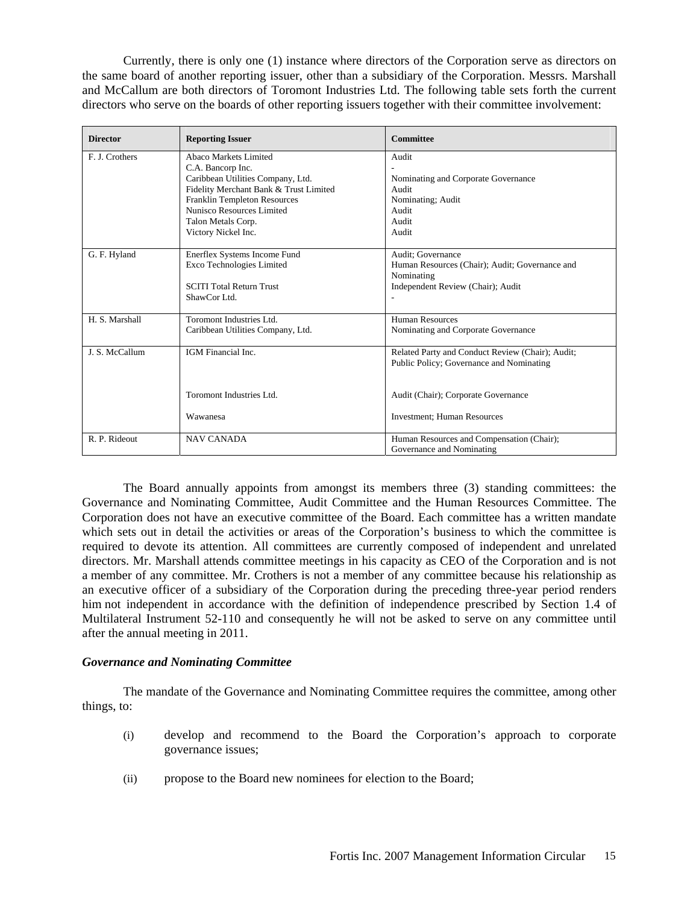Currently, there is only one (1) instance where directors of the Corporation serve as directors on the same board of another reporting issuer, other than a subsidiary of the Corporation. Messrs. Marshall and McCallum are both directors of Toromont Industries Ltd. The following table sets forth the current directors who serve on the boards of other reporting issuers together with their committee involvement:

| Director | Reporting Issuer | Committee |
|---|---|---|
| F. J. Crothers | Abaco Markets Limited | Audit |
| | C.A. Bancorp Inc. | - |
| | Caribbean Utilities Company, Ltd. | Nominating and Corporate Governance |
| | Fidelity Merchant Bank & Trust Limited | Audit |
| | Franklin Templeton Resources | Nominating; Audit |
| | Nunisco Resources Limited | Audit |
| | Talon Metals Corp. | Audit |
| | Victory Nickel Inc. | Audit |
| G. F. Hyland | Enerflex Systems Income Fund | Audit; Governance |
| | Exco Technologies Limited | Human Resources (Chair); Audit; Governance and Nominating |
| | SCITI Total Return Trust | Independent Review (Chair); Audit |
| | ShawCor Ltd. | - |
| H. S. Marshall | Toromont Industries Ltd. | Human Resources |
| | Caribbean Utilities Company, Ltd. | Nominating and Corporate Governance |
| J. S. McCallum | IGM Financial Inc. | Related Party and Conduct Review (Chair); Audit; Public Policy; Governance and Nominating |
| | Toromont Industries Ltd. | Audit (Chair); Corporate Governance |
| | Wawanesa | Investment; Human Resources |
| R. P. Rideout | NAV CANADA | Human Resources and Compensation (Chair); Governance and Nominating |

The Board annually appoints from amongst its members three (3) standing committees: the Governance and Nominating Committee, Audit Committee and the Human Resources Committee. The Corporation does not have an executive committee of the Board. Each committee has a written mandate which sets out in detail the activities or areas of the Corporation's business to which the committee is required to devote its attention. All committees are currently composed of independent and unrelated directors. Mr. Marshall attends committee meetings in his capacity as CEO of the Corporation and is not a member of any committee. Mr. Crothers is not a member of any committee because his relationship as an executive officer of a subsidiary of the Corporation during the preceding three-year period renders him not independent in accordance with the definition of independence prescribed by Section 1.4 of Multilateral Instrument 52-110 and consequently he will not be asked to serve on any committee until after the annual meeting in 2011.

***Governance and Nominating Committee***

The mandate of the Governance and Nominating Committee requires the committee, among other things, to:

(i) develop and recommend to the Board the Corporation's approach to corporate governance issues;

(ii) propose to the Board new nominees for election to the Board;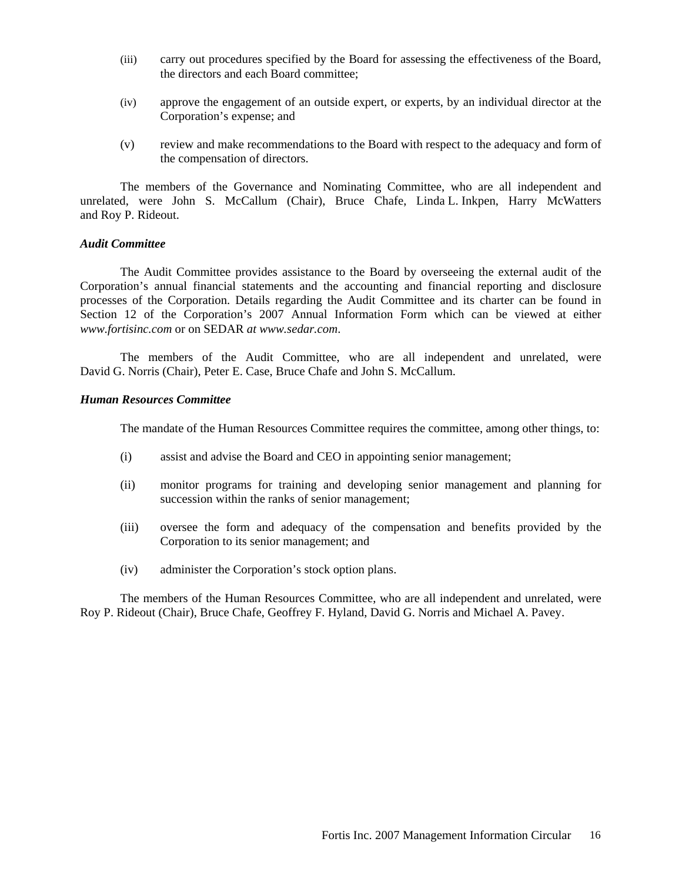(iii) carry out procedures specified by the Board for assessing the effectiveness of the Board, the directors and each Board committee;

(iv) approve the engagement of an outside expert, or experts, by an individual director at the Corporation's expense; and

(v) review and make recommendations to the Board with respect to the adequacy and form of the compensation of directors.

The members of the Governance and Nominating Committee, who are all independent and unrelated, were John S. McCallum (Chair), Bruce Chafe, Linda L. Inkpen, Harry McWatters and Roy P. Rideout.

***Audit Committee***

The Audit Committee provides assistance to the Board by overseeing the external audit of the Corporation's annual financial statements and the accounting and financial reporting and disclosure processes of the Corporation. Details regarding the Audit Committee and its charter can be found in Section 12 of the Corporation's 2007 Annual Information Form which can be viewed at either *www.fortisinc.com* or on SEDAR *at www.sedar.com*.

The members of the Audit Committee, who are all independent and unrelated, were David G. Norris (Chair), Peter E. Case, Bruce Chafe and John S. McCallum.

***Human Resources Committee***

The mandate of the Human Resources Committee requires the committee, among other things, to:

(i) assist and advise the Board and CEO in appointing senior management;

(ii) monitor programs for training and developing senior management and planning for succession within the ranks of senior management;

(iii) oversee the form and adequacy of the compensation and benefits provided by the Corporation to its senior management; and

(iv) administer the Corporation's stock option plans.

The members of the Human Resources Committee, who are all independent and unrelated, were Roy P. Rideout (Chair), Bruce Chafe, Geoffrey F. Hyland, David G. Norris and Michael A. Pavey.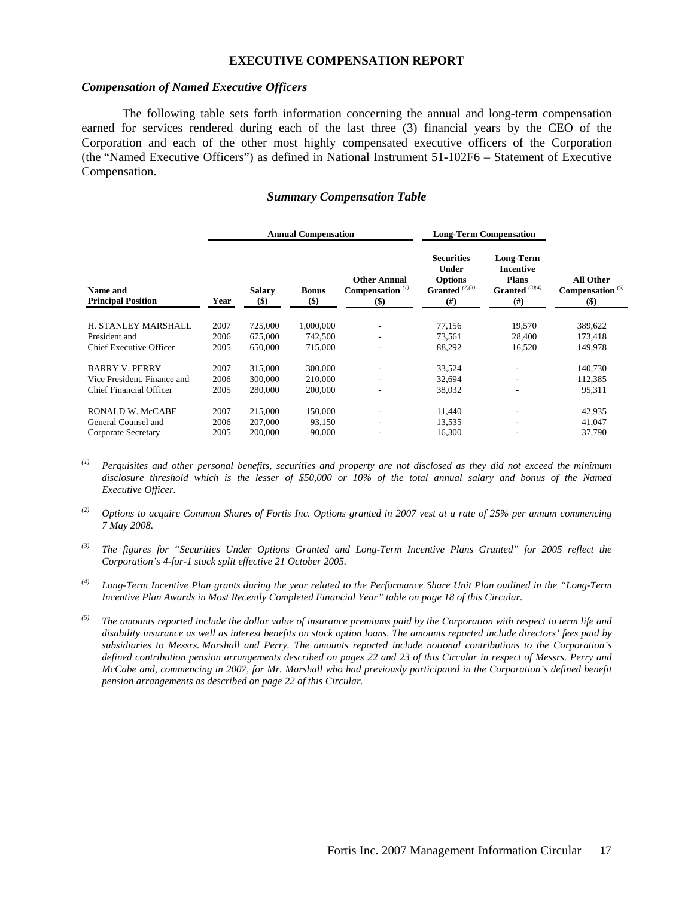## EXECUTIVE COMPENSATION REPORT

### *Compensation of Named Executive Officers*

The following table sets forth information concerning the annual and long-term compensation earned for services rendered during each of the last three (3) financial years by the CEO of the Corporation and each of the other most highly compensated executive officers of the Corporation (the "Named Executive Officers") as defined in National Instrument 51-102F6 – Statement of Executive Compensation.

### *Summary Compensation Table*

| | | Annual Compensation | | | Long-Term Compensation | | |
|---|---|---|---|---|---|---|---|
| **Name and Principal Position** | **Year** | **Salary ($)** | **Bonus ($)** | **Other Annual Compensation [(1)] ($)** | **Securities Under Options Granted [(2)(3)] (#)** | **Long-Term Incentive Plans Granted [(3)(4)] (#)** | **All Other Compensation [(5)] ($)** |
| H. STANLEY MARSHALL | 2007 | 725,000 | 1,000,000 | - | 77,156 | 19,570 | 389,622 |
| President and | 2006 | 675,000 | 742,500 | - | 73,561 | 28,400 | 173,418 |
| Chief Executive Officer | 2005 | 650,000 | 715,000 | - | 88,292 | 16,520 | 149,978 |
| BARRY V. PERRY | 2007 | 315,000 | 300,000 | - | 33,524 | - | 140,730 |
| Vice President, Finance and | 2006 | 300,000 | 210,000 | - | 32,694 | - | 112,385 |
| Chief Financial Officer | 2005 | 280,000 | 200,000 | - | 38,032 | - | 95,311 |
| RONALD W. McCABE | 2007 | 215,000 | 150,000 | - | 11,440 | - | 42,935 |
| General Counsel and | 2006 | 207,000 | 93,150 | - | 13,535 | - | 41,047 |
| Corporate Secretary | 2005 | 200,000 | 90,000 | - | 16,300 | - | 37,790 |

(1) *Perquisites and other personal benefits, securities and property are not disclosed as they did not exceed the minimum disclosure threshold which is the lesser of $50,000 or 10% of the total annual salary and bonus of the Named Executive Officer.*

(2) *Options to acquire Common Shares of Fortis Inc. Options granted in 2007 vest at a rate of 25% per annum commencing 7 May 2008.*

(3) *The figures for "Securities Under Options Granted and Long-Term Incentive Plans Granted" for 2005 reflect the Corporation's 4-for-1 stock split effective 21 October 2005.*

(4) *Long-Term Incentive Plan grants during the year related to the Performance Share Unit Plan outlined in the "Long-Term Incentive Plan Awards in Most Recently Completed Financial Year" table on page 18 of this Circular.*

(5) *The amounts reported include the dollar value of insurance premiums paid by the Corporation with respect to term life and disability insurance as well as interest benefits on stock option loans. The amounts reported include directors' fees paid by subsidiaries to Messrs. Marshall and Perry. The amounts reported include notional contributions to the Corporation's defined contribution pension arrangements described on pages 22 and 23 of this Circular in respect of Messrs. Perry and McCabe and, commencing in 2007, for Mr. Marshall who had previously participated in the Corporation's defined benefit pension arrangements as described on page 22 of this Circular.*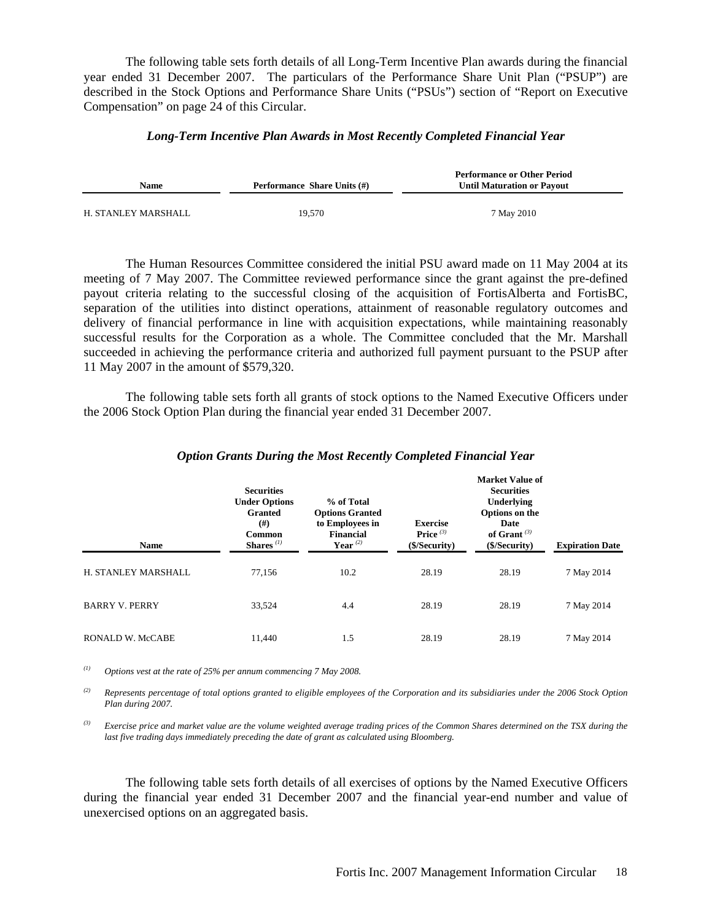The following table sets forth details of all Long-Term Incentive Plan awards during the financial year ended 31 December 2007. The particulars of the Performance Share Unit Plan ("PSUP") are described in the Stock Options and Performance Share Units ("PSUs") section of "Report on Executive Compensation" on page 24 of this Circular.

***Long-Term Incentive Plan Awards in Most Recently Completed Financial Year***

| Name | Performance Share Units (#) | Performance or Other Period Until Maturation or Payout |
|---|---|---|
| H. STANLEY MARSHALL | 19,570 | 7 May 2010 |

The Human Resources Committee considered the initial PSU award made on 11 May 2004 at its meeting of 7 May 2007. The Committee reviewed performance since the grant against the pre-defined payout criteria relating to the successful closing of the acquisition of FortisAlberta and FortisBC, separation of the utilities into distinct operations, attainment of reasonable regulatory outcomes and delivery of financial performance in line with acquisition expectations, while maintaining reasonably successful results for the Corporation as a whole. The Committee concluded that the Mr. Marshall succeeded in achieving the performance criteria and authorized full payment pursuant to the PSUP after 11 May 2007 in the amount of $579,320.

The following table sets forth all grants of stock options to the Named Executive Officers under the 2006 Stock Option Plan during the financial year ended 31 December 2007.

***Option Grants During the Most Recently Completed Financial Year***

| Name | Securities Under Options Granted (#) Common Shares [(1)] | % of Total Options Granted to Employees in Financial Year [(2)] | Exercise Price [(3)] ($/Security) | Market Value of Securities Underlying Options on the Date of Grant [(3)] ($/Security) | Expiration Date |
|---|---|---|---|---|---|
| H. STANLEY MARSHALL | 77,156 | 10.2 | 28.19 | 28.19 | 7 May 2014 |
| BARRY V. PERRY | 33,524 | 4.4 | 28.19 | 28.19 | 7 May 2014 |
| RONALD W. McCABE | 11,440 | 1.5 | 28.19 | 28.19 | 7 May 2014 |

[(1)] *Options vest at the rate of 25% per annum commencing 7 May 2008.*

[(2)] *Represents percentage of total options granted to eligible employees of the Corporation and its subsidiaries under the 2006 Stock Option Plan during 2007.*

[(3)] *Exercise price and market value are the volume weighted average trading prices of the Common Shares determined on the TSX during the last five trading days immediately preceding the date of grant as calculated using Bloomberg.*

The following table sets forth details of all exercises of options by the Named Executive Officers during the financial year ended 31 December 2007 and the financial year-end number and value of unexercised options on an aggregated basis.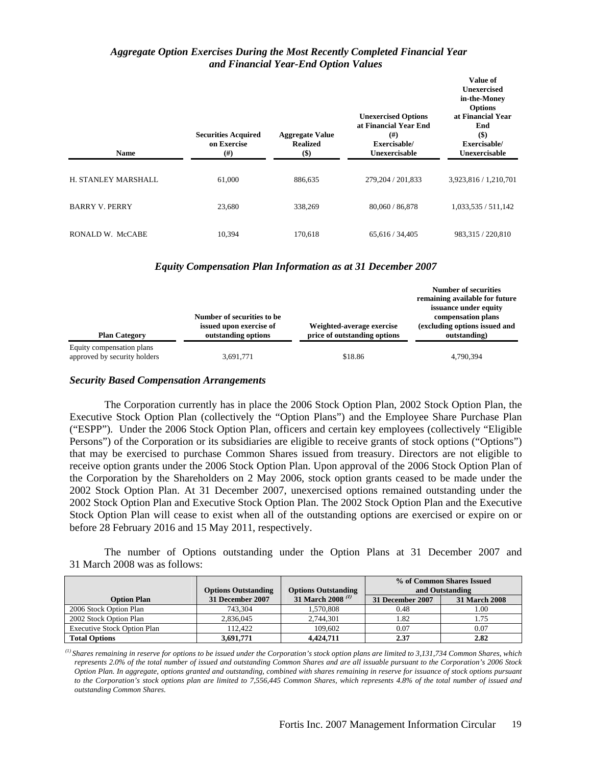### *Aggregate Option Exercises During the Most Recently Completed Financial Year and Financial Year-End Option Values*

| Name | Securities Acquired on Exercise (#) | Aggregate Value Realized ($) | Unexercised Options at Financial Year End (#) Exercisable/ Unexercisable | Value of Unexercised in-the-Money Options at Financial Year End ($) Exercisable/ Unexercisable |
|---|---|---|---|---|
| H. STANLEY MARSHALL | 61,000 | 886,635 | 279,204 / 201,833 | 3,923,816 / 1,210,701 |
| BARRY V. PERRY | 23,680 | 338,269 | 80,060 / 86,878 | 1,033,535 / 511,142 |
| RONALD W. McCABE | 10,394 | 170,618 | 65,616 / 34,405 | 983,315 / 220,810 |

### *Equity Compensation Plan Information as at 31 December 2007*

| Plan Category | Number of securities to be issued upon exercise of outstanding options | Weighted-average exercise price of outstanding options | Number of securities remaining available for future issuance under equity compensation plans (excluding options issued and outstanding) |
|---|---|---|---|
| Equity compensation plans approved by security holders | 3,691,771 | $18.86 | 4,790,394 |

### *Security Based Compensation Arrangements*

The Corporation currently has in place the 2006 Stock Option Plan, 2002 Stock Option Plan, the Executive Stock Option Plan (collectively the "Option Plans") and the Employee Share Purchase Plan ("ESPP"). Under the 2006 Stock Option Plan, officers and certain key employees (collectively "Eligible Persons") of the Corporation or its subsidiaries are eligible to receive grants of stock options ("Options") that may be exercised to purchase Common Shares issued from treasury. Directors are not eligible to receive option grants under the 2006 Stock Option Plan. Upon approval of the 2006 Stock Option Plan of the Corporation by the Shareholders on 2 May 2006, stock option grants ceased to be made under the 2002 Stock Option Plan. At 31 December 2007, unexercised options remained outstanding under the 2002 Stock Option Plan and Executive Stock Option Plan. The 2002 Stock Option Plan and the Executive Stock Option Plan will cease to exist when all of the outstanding options are exercised or expire on or before 28 February 2016 and 15 May 2011, respectively.

The number of Options outstanding under the Option Plans at 31 December 2007 and 31 March 2008 was as follows:

| Option Plan | Options Outstanding 31 December 2007 | Options Outstanding 31 March 2008 [(1)] | % of Common Shares Issued and Outstanding 31 December 2007 | % of Common Shares Issued and Outstanding 31 March 2008 |
|---|---|---|---|---|
| 2006 Stock Option Plan | 743,304 | 1,570,808 | 0.48 | 1.00 |
| 2002 Stock Option Plan | 2,836,045 | 2,744,301 | 1.82 | 1.75 |
| Executive Stock Option Plan | 112,422 | 109,602 | 0.07 | 0.07 |
| **Total Options** | **3,691,771** | **4,424,711** | **2.37** | **2.82** |

*[(1)] Shares remaining in reserve for options to be issued under the Corporation's stock option plans are limited to 3,131,734 Common Shares, which represents 2.0% of the total number of issued and outstanding Common Shares and are all issuable pursuant to the Corporation's 2006 Stock Option Plan. In aggregate, options granted and outstanding, combined with shares remaining in reserve for issuance of stock options pursuant to the Corporation's stock options plan are limited to 7,556,445 Common Shares, which represents 4.8% of the total number of issued and outstanding Common Shares.*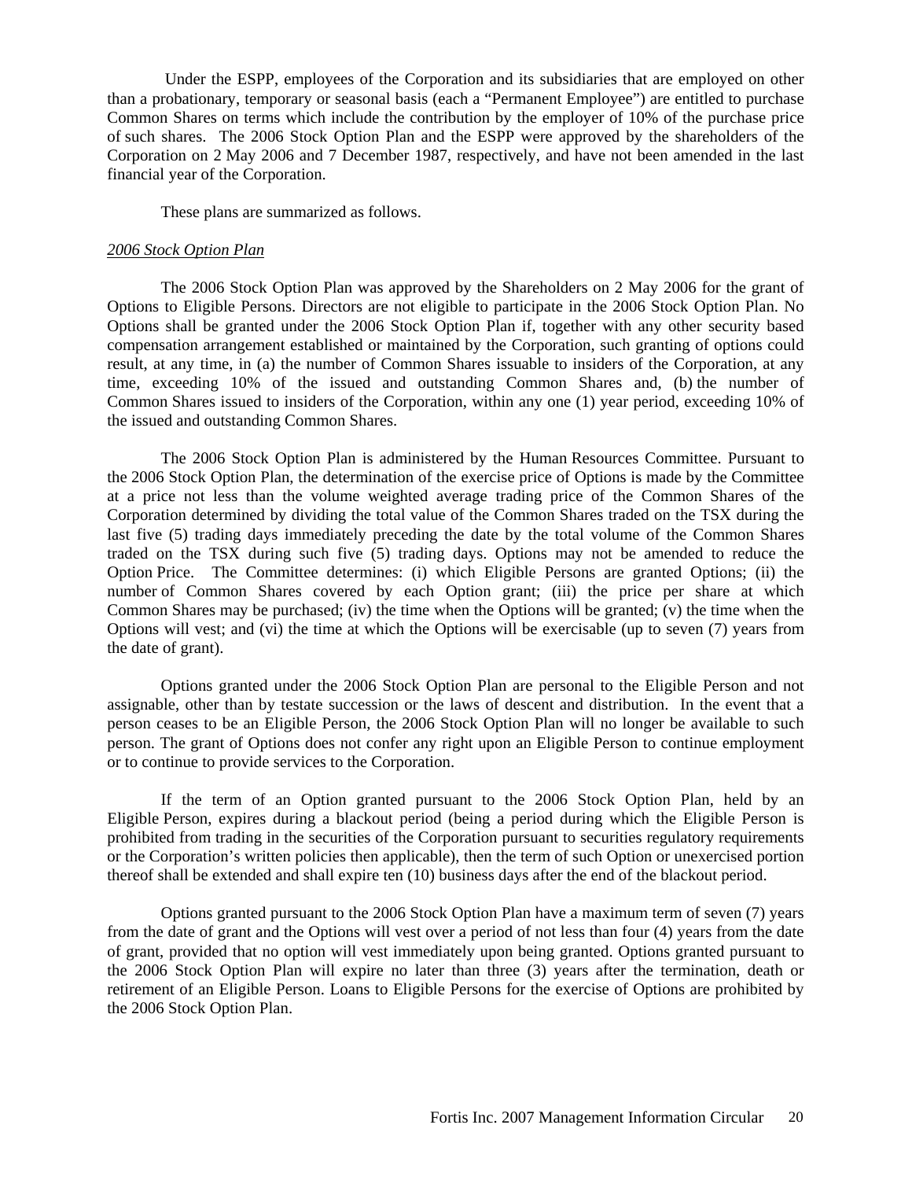Under the ESPP, employees of the Corporation and its subsidiaries that are employed on other than a probationary, temporary or seasonal basis (each a "Permanent Employee") are entitled to purchase Common Shares on terms which include the contribution by the employer of 10% of the purchase price of such shares. The 2006 Stock Option Plan and the ESPP were approved by the shareholders of the Corporation on 2 May 2006 and 7 December 1987, respectively, and have not been amended in the last financial year of the Corporation.

These plans are summarized as follows.

*2006 Stock Option Plan*

The 2006 Stock Option Plan was approved by the Shareholders on 2 May 2006 for the grant of Options to Eligible Persons. Directors are not eligible to participate in the 2006 Stock Option Plan. No Options shall be granted under the 2006 Stock Option Plan if, together with any other security based compensation arrangement established or maintained by the Corporation, such granting of options could result, at any time, in (a) the number of Common Shares issuable to insiders of the Corporation, at any time, exceeding 10% of the issued and outstanding Common Shares and, (b) the number of Common Shares issued to insiders of the Corporation, within any one (1) year period, exceeding 10% of the issued and outstanding Common Shares.

The 2006 Stock Option Plan is administered by the Human Resources Committee. Pursuant to the 2006 Stock Option Plan, the determination of the exercise price of Options is made by the Committee at a price not less than the volume weighted average trading price of the Common Shares of the Corporation determined by dividing the total value of the Common Shares traded on the TSX during the last five (5) trading days immediately preceding the date by the total volume of the Common Shares traded on the TSX during such five (5) trading days. Options may not be amended to reduce the Option Price. The Committee determines: (i) which Eligible Persons are granted Options; (ii) the number of Common Shares covered by each Option grant; (iii) the price per share at which Common Shares may be purchased; (iv) the time when the Options will be granted; (v) the time when the Options will vest; and (vi) the time at which the Options will be exercisable (up to seven (7) years from the date of grant).

Options granted under the 2006 Stock Option Plan are personal to the Eligible Person and not assignable, other than by testate succession or the laws of descent and distribution. In the event that a person ceases to be an Eligible Person, the 2006 Stock Option Plan will no longer be available to such person. The grant of Options does not confer any right upon an Eligible Person to continue employment or to continue to provide services to the Corporation.

If the term of an Option granted pursuant to the 2006 Stock Option Plan, held by an Eligible Person, expires during a blackout period (being a period during which the Eligible Person is prohibited from trading in the securities of the Corporation pursuant to securities regulatory requirements or the Corporation's written policies then applicable), then the term of such Option or unexercised portion thereof shall be extended and shall expire ten (10) business days after the end of the blackout period.

Options granted pursuant to the 2006 Stock Option Plan have a maximum term of seven (7) years from the date of grant and the Options will vest over a period of not less than four (4) years from the date of grant, provided that no option will vest immediately upon being granted. Options granted pursuant to the 2006 Stock Option Plan will expire no later than three (3) years after the termination, death or retirement of an Eligible Person. Loans to Eligible Persons for the exercise of Options are prohibited by the 2006 Stock Option Plan.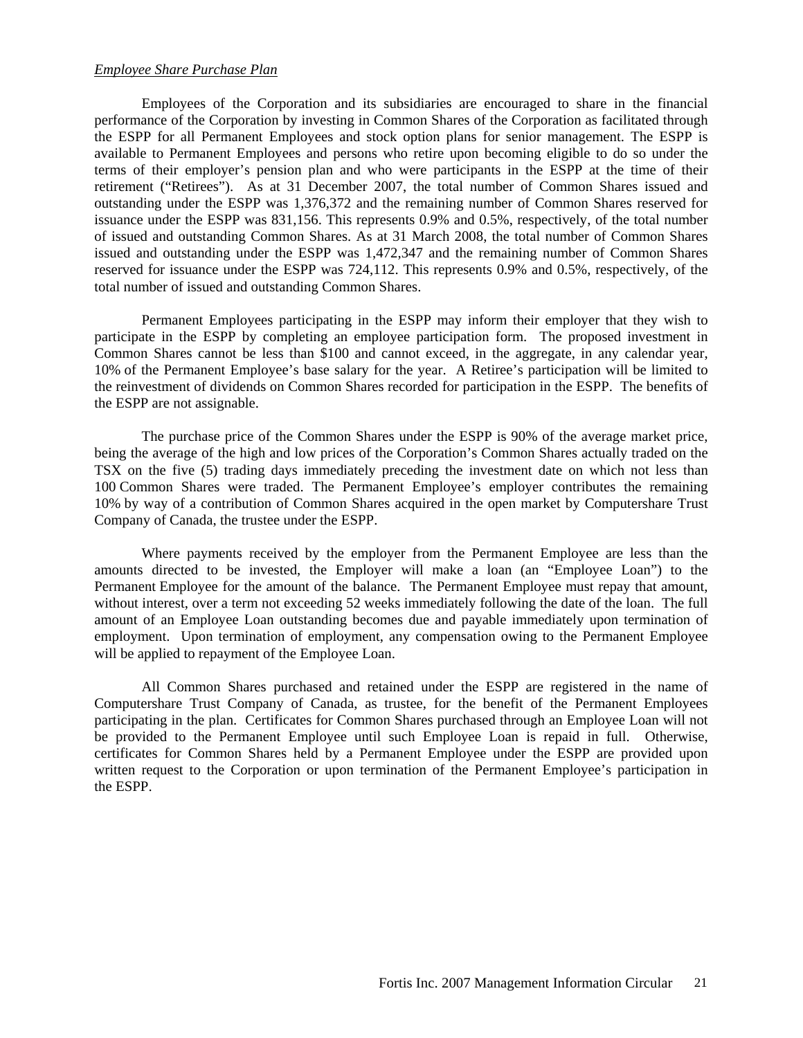*Employee Share Purchase Plan*

Employees of the Corporation and its subsidiaries are encouraged to share in the financial performance of the Corporation by investing in Common Shares of the Corporation as facilitated through the ESPP for all Permanent Employees and stock option plans for senior management. The ESPP is available to Permanent Employees and persons who retire upon becoming eligible to do so under the terms of their employer's pension plan and who were participants in the ESPP at the time of their retirement ("Retirees"). As at 31 December 2007, the total number of Common Shares issued and outstanding under the ESPP was 1,376,372 and the remaining number of Common Shares reserved for issuance under the ESPP was 831,156. This represents 0.9% and 0.5%, respectively, of the total number of issued and outstanding Common Shares. As at 31 March 2008, the total number of Common Shares issued and outstanding under the ESPP was 1,472,347 and the remaining number of Common Shares reserved for issuance under the ESPP was 724,112. This represents 0.9% and 0.5%, respectively, of the total number of issued and outstanding Common Shares.

Permanent Employees participating in the ESPP may inform their employer that they wish to participate in the ESPP by completing an employee participation form. The proposed investment in Common Shares cannot be less than $100 and cannot exceed, in the aggregate, in any calendar year, 10% of the Permanent Employee's base salary for the year. A Retiree's participation will be limited to the reinvestment of dividends on Common Shares recorded for participation in the ESPP. The benefits of the ESPP are not assignable.

The purchase price of the Common Shares under the ESPP is 90% of the average market price, being the average of the high and low prices of the Corporation's Common Shares actually traded on the TSX on the five (5) trading days immediately preceding the investment date on which not less than 100 Common Shares were traded. The Permanent Employee's employer contributes the remaining 10% by way of a contribution of Common Shares acquired in the open market by Computershare Trust Company of Canada, the trustee under the ESPP.

Where payments received by the employer from the Permanent Employee are less than the amounts directed to be invested, the Employer will make a loan (an "Employee Loan") to the Permanent Employee for the amount of the balance. The Permanent Employee must repay that amount, without interest, over a term not exceeding 52 weeks immediately following the date of the loan. The full amount of an Employee Loan outstanding becomes due and payable immediately upon termination of employment. Upon termination of employment, any compensation owing to the Permanent Employee will be applied to repayment of the Employee Loan.

All Common Shares purchased and retained under the ESPP are registered in the name of Computershare Trust Company of Canada, as trustee, for the benefit of the Permanent Employees participating in the plan. Certificates for Common Shares purchased through an Employee Loan will not be provided to the Permanent Employee until such Employee Loan is repaid in full. Otherwise, certificates for Common Shares held by a Permanent Employee under the ESPP are provided upon written request to the Corporation or upon termination of the Permanent Employee's participation in the ESPP.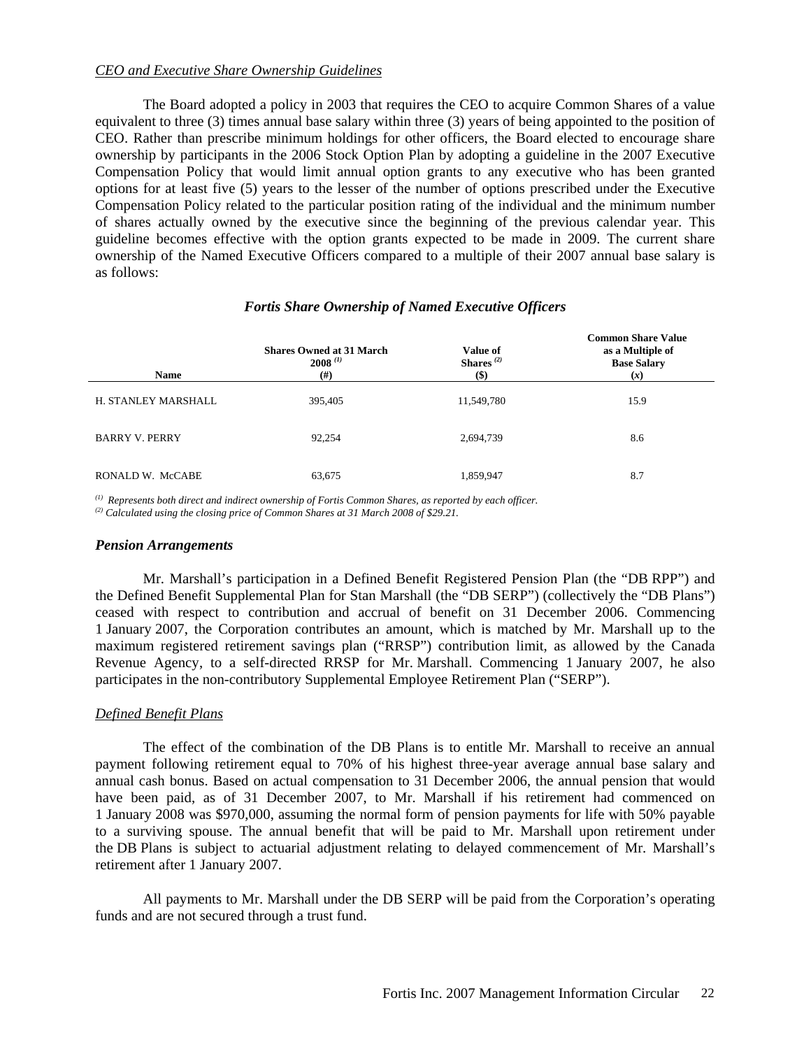*CEO and Executive Share Ownership Guidelines*

The Board adopted a policy in 2003 that requires the CEO to acquire Common Shares of a value equivalent to three (3) times annual base salary within three (3) years of being appointed to the position of CEO. Rather than prescribe minimum holdings for other officers, the Board elected to encourage share ownership by participants in the 2006 Stock Option Plan by adopting a guideline in the 2007 Executive Compensation Policy that would limit annual option grants to any executive who has been granted options for at least five (5) years to the lesser of the number of options prescribed under the Executive Compensation Policy related to the particular position rating of the individual and the minimum number of shares actually owned by the executive since the beginning of the previous calendar year. This guideline becomes effective with the option grants expected to be made in 2009. The current share ownership of the Named Executive Officers compared to a multiple of their 2007 annual base salary is as follows:

***Fortis Share Ownership of Named Executive Officers***

| Name | Shares Owned at 31 March 2008 [(1)] (#) | Value of Shares [(2)] ($) | Common Share Value as a Multiple of Base Salary (x) |
|---|---|---|---|
| H. STANLEY MARSHALL | 395,405 | 11,549,780 | 15.9 |
| BARRY V. PERRY | 92,254 | 2,694,739 | 8.6 |
| RONALD W. McCABE | 63,675 | 1,859,947 | 8.7 |

*[(1)] Represents both direct and indirect ownership of Fortis Common Shares, as reported by each officer.*
*[(2)] Calculated using the closing price of Common Shares at 31 March 2008 of $29.21.*

### *Pension Arrangements*

Mr. Marshall's participation in a Defined Benefit Registered Pension Plan (the "DB RPP") and the Defined Benefit Supplemental Plan for Stan Marshall (the "DB SERP") (collectively the "DB Plans") ceased with respect to contribution and accrual of benefit on 31 December 2006. Commencing 1 January 2007, the Corporation contributes an amount, which is matched by Mr. Marshall up to the maximum registered retirement savings plan ("RRSP") contribution limit, as allowed by the Canada Revenue Agency, to a self-directed RRSP for Mr. Marshall. Commencing 1 January 2007, he also participates in the non-contributory Supplemental Employee Retirement Plan ("SERP").

*Defined Benefit Plans*

The effect of the combination of the DB Plans is to entitle Mr. Marshall to receive an annual payment following retirement equal to 70% of his highest three-year average annual base salary and annual cash bonus. Based on actual compensation to 31 December 2006, the annual pension that would have been paid, as of 31 December 2007, to Mr. Marshall if his retirement had commenced on 1 January 2008 was $970,000, assuming the normal form of pension payments for life with 50% payable to a surviving spouse. The annual benefit that will be paid to Mr. Marshall upon retirement under the DB Plans is subject to actuarial adjustment relating to delayed commencement of Mr. Marshall's retirement after 1 January 2007.

All payments to Mr. Marshall under the DB SERP will be paid from the Corporation's operating funds and are not secured through a trust fund.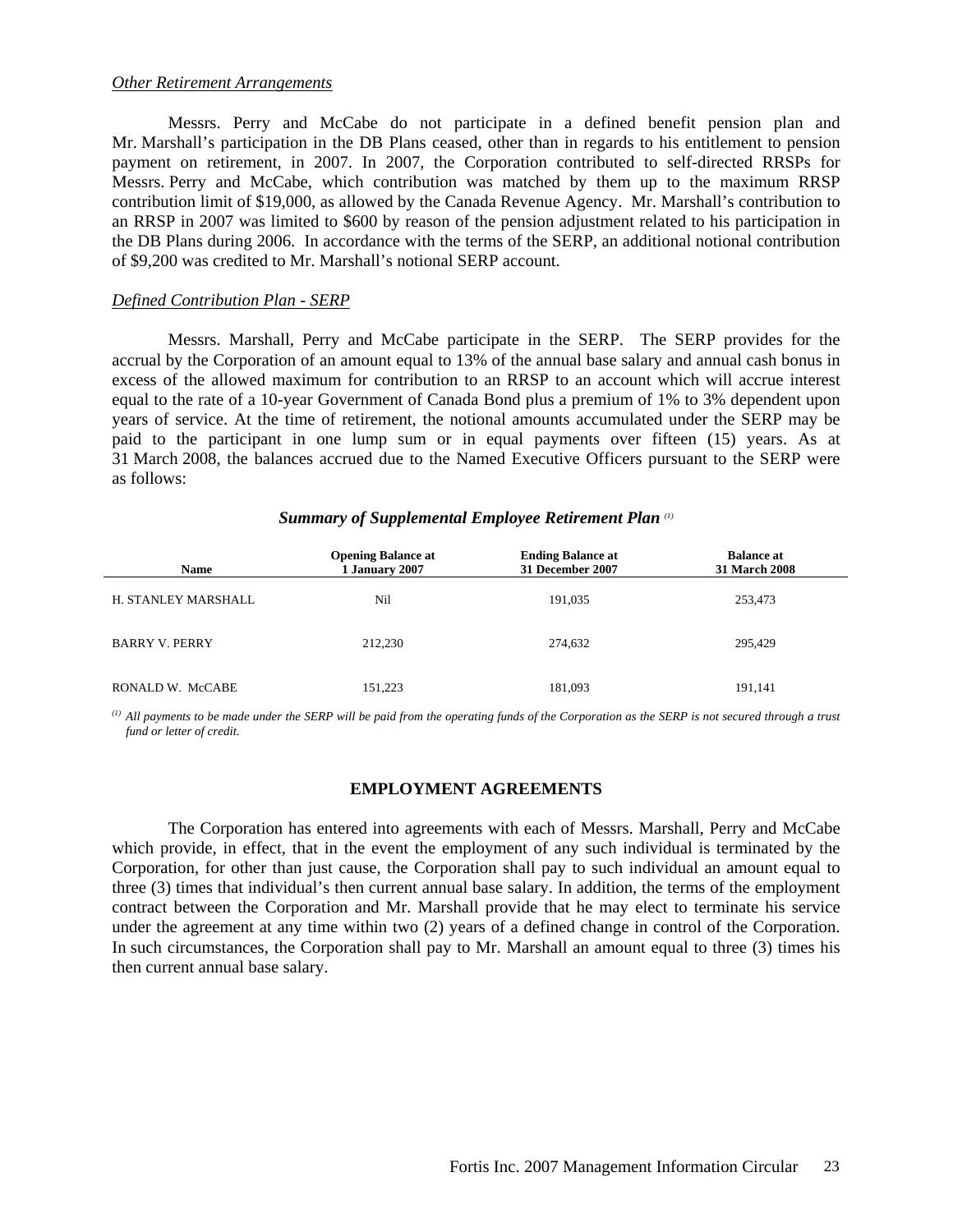*Other Retirement Arrangements*

Messrs. Perry and McCabe do not participate in a defined benefit pension plan and Mr. Marshall's participation in the DB Plans ceased, other than in regards to his entitlement to pension payment on retirement, in 2007. In 2007, the Corporation contributed to self-directed RRSPs for Messrs. Perry and McCabe, which contribution was matched by them up to the maximum RRSP contribution limit of $19,000, as allowed by the Canada Revenue Agency. Mr. Marshall's contribution to an RRSP in 2007 was limited to $600 by reason of the pension adjustment related to his participation in the DB Plans during 2006. In accordance with the terms of the SERP, an additional notional contribution of $9,200 was credited to Mr. Marshall's notional SERP account.

*Defined Contribution Plan - SERP*

Messrs. Marshall, Perry and McCabe participate in the SERP. The SERP provides for the accrual by the Corporation of an amount equal to 13% of the annual base salary and annual cash bonus in excess of the allowed maximum for contribution to an RRSP to an account which will accrue interest equal to the rate of a 10-year Government of Canada Bond plus a premium of 1% to 3% dependent upon years of service. At the time of retirement, the notional amounts accumulated under the SERP may be paid to the participant in one lump sum or in equal payments over fifteen (15) years. As at 31 March 2008, the balances accrued due to the Named Executive Officers pursuant to the SERP were as follows:

***Summary of Supplemental Employee Retirement Plan*** [(1)]

| Name | Opening Balance at 1 January 2007 | Ending Balance at 31 December 2007 | Balance at 31 March 2008 |
|---|---|---|---|
| H. STANLEY MARSHALL | Nil | 191,035 | 253,473 |
| BARRY V. PERRY | 212,230 | 274,632 | 295,429 |
| RONALD W. McCABE | 151,223 | 181,093 | 191,141 |

[(1)] *All payments to be made under the SERP will be paid from the operating funds of the Corporation as the SERP is not secured through a trust fund or letter of credit.*

## EMPLOYMENT AGREEMENTS

The Corporation has entered into agreements with each of Messrs. Marshall, Perry and McCabe which provide, in effect, that in the event the employment of any such individual is terminated by the Corporation, for other than just cause, the Corporation shall pay to such individual an amount equal to three (3) times that individual's then current annual base salary. In addition, the terms of the employment contract between the Corporation and Mr. Marshall provide that he may elect to terminate his service under the agreement at any time within two (2) years of a defined change in control of the Corporation. In such circumstances, the Corporation shall pay to Mr. Marshall an amount equal to three (3) times his then current annual base salary.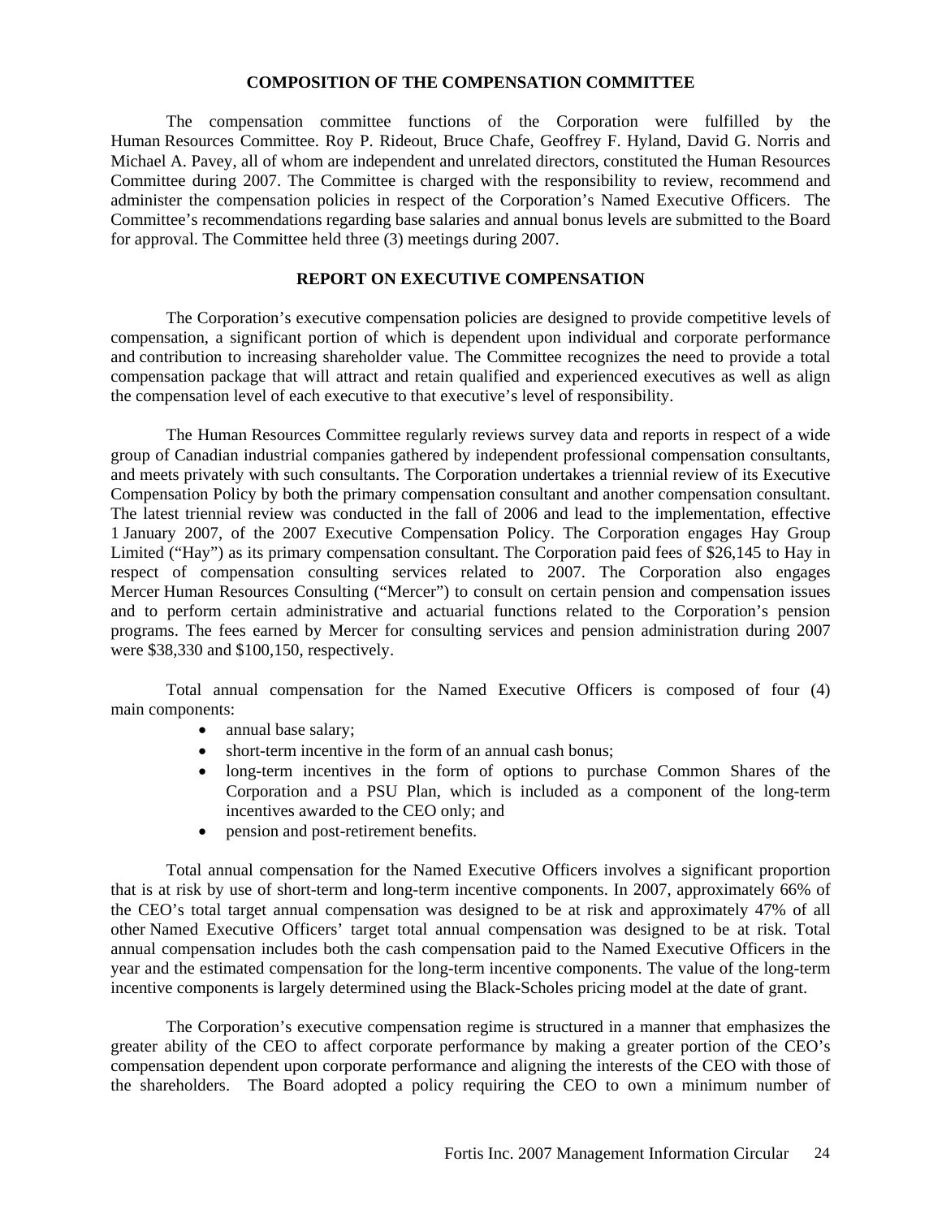## COMPOSITION OF THE COMPENSATION COMMITTEE

The compensation committee functions of the Corporation were fulfilled by the Human Resources Committee. Roy P. Rideout, Bruce Chafe, Geoffrey F. Hyland, David G. Norris and Michael A. Pavey, all of whom are independent and unrelated directors, constituted the Human Resources Committee during 2007. The Committee is charged with the responsibility to review, recommend and administer the compensation policies in respect of the Corporation's Named Executive Officers. The Committee's recommendations regarding base salaries and annual bonus levels are submitted to the Board for approval. The Committee held three (3) meetings during 2007.

## REPORT ON EXECUTIVE COMPENSATION

The Corporation's executive compensation policies are designed to provide competitive levels of compensation, a significant portion of which is dependent upon individual and corporate performance and contribution to increasing shareholder value. The Committee recognizes the need to provide a total compensation package that will attract and retain qualified and experienced executives as well as align the compensation level of each executive to that executive's level of responsibility.

The Human Resources Committee regularly reviews survey data and reports in respect of a wide group of Canadian industrial companies gathered by independent professional compensation consultants, and meets privately with such consultants. The Corporation undertakes a triennial review of its Executive Compensation Policy by both the primary compensation consultant and another compensation consultant. The latest triennial review was conducted in the fall of 2006 and lead to the implementation, effective 1 January 2007, of the 2007 Executive Compensation Policy. The Corporation engages Hay Group Limited ("Hay") as its primary compensation consultant. The Corporation paid fees of $26,145 to Hay in respect of compensation consulting services related to 2007. The Corporation also engages Mercer Human Resources Consulting ("Mercer") to consult on certain pension and compensation issues and to perform certain administrative and actuarial functions related to the Corporation's pension programs. The fees earned by Mercer for consulting services and pension administration during 2007 were $38,330 and $100,150, respectively.

Total annual compensation for the Named Executive Officers is composed of four (4) main components:

- annual base salary;
- short-term incentive in the form of an annual cash bonus;
- long-term incentives in the form of options to purchase Common Shares of the Corporation and a PSU Plan, which is included as a component of the long-term incentives awarded to the CEO only; and
- pension and post-retirement benefits.

Total annual compensation for the Named Executive Officers involves a significant proportion that is at risk by use of short-term and long-term incentive components. In 2007, approximately 66% of the CEO's total target annual compensation was designed to be at risk and approximately 47% of all other Named Executive Officers' target total annual compensation was designed to be at risk. Total annual compensation includes both the cash compensation paid to the Named Executive Officers in the year and the estimated compensation for the long-term incentive components. The value of the long-term incentive components is largely determined using the Black-Scholes pricing model at the date of grant.

The Corporation's executive compensation regime is structured in a manner that emphasizes the greater ability of the CEO to affect corporate performance by making a greater portion of the CEO's compensation dependent upon corporate performance and aligning the interests of the CEO with those of the shareholders. The Board adopted a policy requiring the CEO to own a minimum number of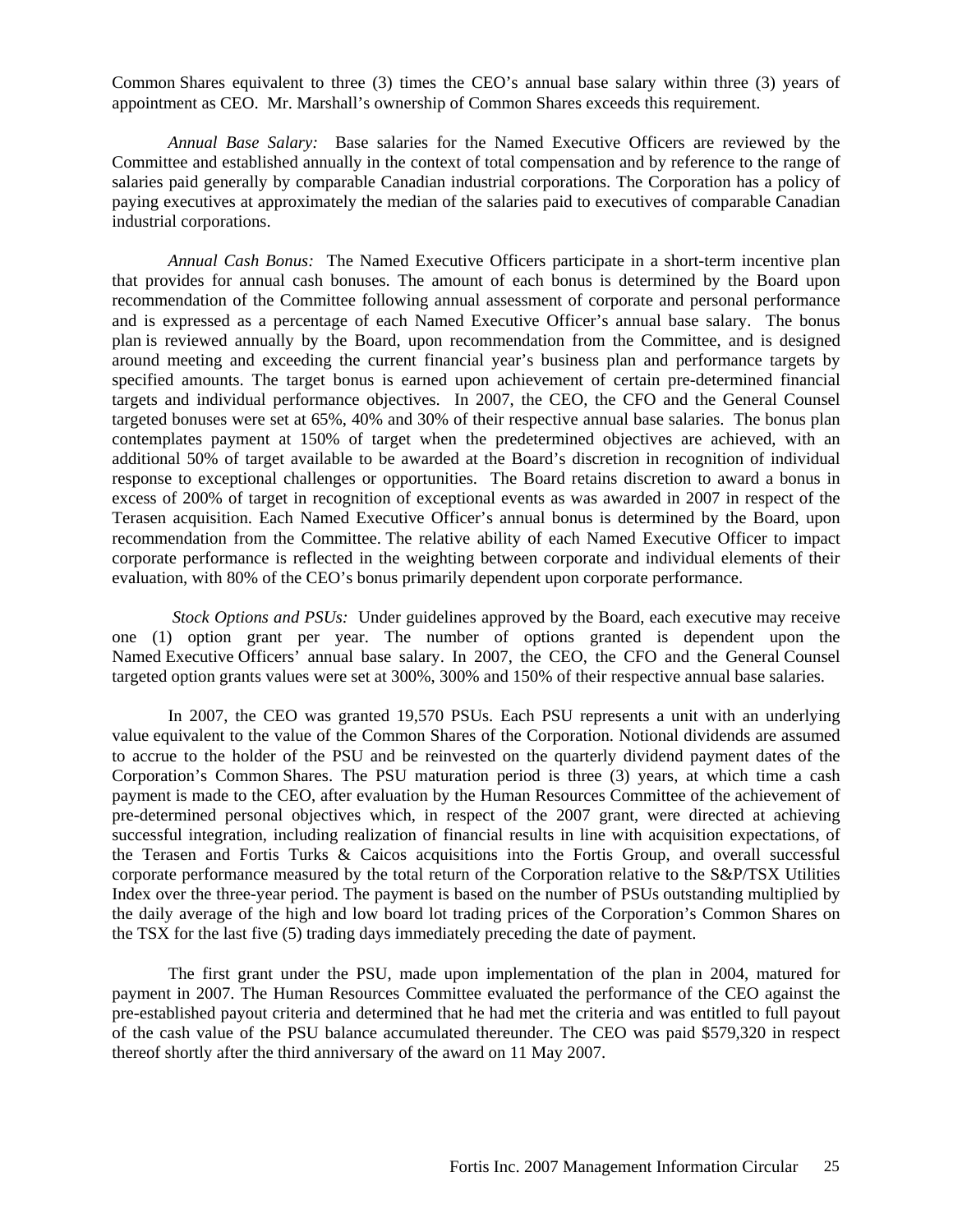Common Shares equivalent to three (3) times the CEO's annual base salary within three (3) years of appointment as CEO. Mr. Marshall's ownership of Common Shares exceeds this requirement.

*Annual Base Salary:* Base salaries for the Named Executive Officers are reviewed by the Committee and established annually in the context of total compensation and by reference to the range of salaries paid generally by comparable Canadian industrial corporations. The Corporation has a policy of paying executives at approximately the median of the salaries paid to executives of comparable Canadian industrial corporations.

*Annual Cash Bonus:* The Named Executive Officers participate in a short-term incentive plan that provides for annual cash bonuses. The amount of each bonus is determined by the Board upon recommendation of the Committee following annual assessment of corporate and personal performance and is expressed as a percentage of each Named Executive Officer's annual base salary. The bonus plan is reviewed annually by the Board, upon recommendation from the Committee, and is designed around meeting and exceeding the current financial year's business plan and performance targets by specified amounts. The target bonus is earned upon achievement of certain pre-determined financial targets and individual performance objectives. In 2007, the CEO, the CFO and the General Counsel targeted bonuses were set at 65%, 40% and 30% of their respective annual base salaries. The bonus plan contemplates payment at 150% of target when the predetermined objectives are achieved, with an additional 50% of target available to be awarded at the Board's discretion in recognition of individual response to exceptional challenges or opportunities. The Board retains discretion to award a bonus in excess of 200% of target in recognition of exceptional events as was awarded in 2007 in respect of the Terasen acquisition. Each Named Executive Officer's annual bonus is determined by the Board, upon recommendation from the Committee. The relative ability of each Named Executive Officer to impact corporate performance is reflected in the weighting between corporate and individual elements of their evaluation, with 80% of the CEO's bonus primarily dependent upon corporate performance.

*Stock Options and PSUs:* Under guidelines approved by the Board, each executive may receive one (1) option grant per year. The number of options granted is dependent upon the Named Executive Officers' annual base salary. In 2007, the CEO, the CFO and the General Counsel targeted option grants values were set at 300%, 300% and 150% of their respective annual base salaries.

In 2007, the CEO was granted 19,570 PSUs. Each PSU represents a unit with an underlying value equivalent to the value of the Common Shares of the Corporation. Notional dividends are assumed to accrue to the holder of the PSU and be reinvested on the quarterly dividend payment dates of the Corporation's Common Shares. The PSU maturation period is three (3) years, at which time a cash payment is made to the CEO, after evaluation by the Human Resources Committee of the achievement of pre-determined personal objectives which, in respect of the 2007 grant, were directed at achieving successful integration, including realization of financial results in line with acquisition expectations, of the Terasen and Fortis Turks & Caicos acquisitions into the Fortis Group, and overall successful corporate performance measured by the total return of the Corporation relative to the S&P/TSX Utilities Index over the three-year period. The payment is based on the number of PSUs outstanding multiplied by the daily average of the high and low board lot trading prices of the Corporation's Common Shares on the TSX for the last five (5) trading days immediately preceding the date of payment.

The first grant under the PSU, made upon implementation of the plan in 2004, matured for payment in 2007. The Human Resources Committee evaluated the performance of the CEO against the pre-established payout criteria and determined that he had met the criteria and was entitled to full payout of the cash value of the PSU balance accumulated thereunder. The CEO was paid $579,320 in respect thereof shortly after the third anniversary of the award on 11 May 2007.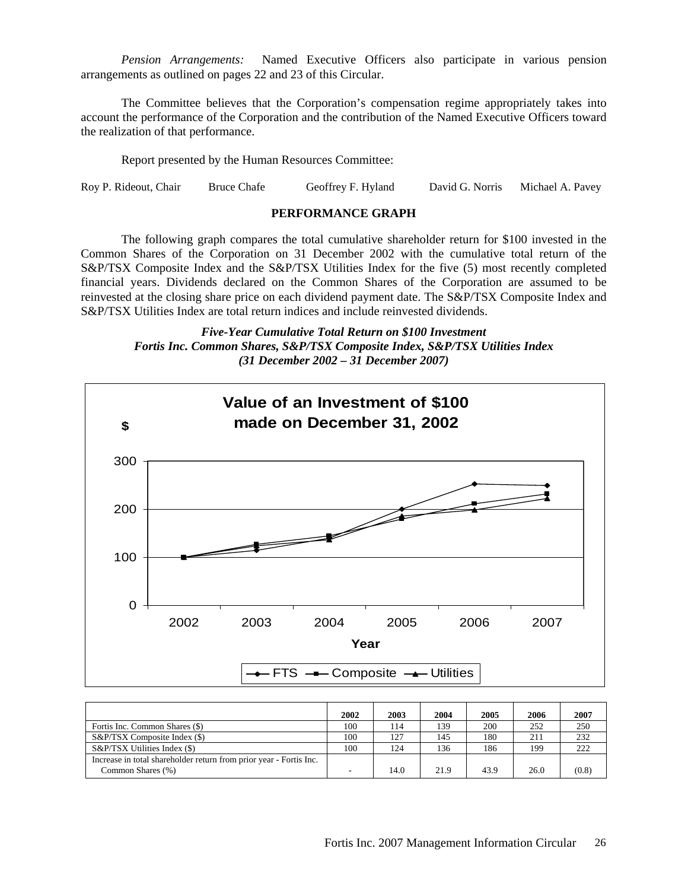*Pension Arrangements:* Named Executive Officers also participate in various pension arrangements as outlined on pages 22 and 23 of this Circular.

The Committee believes that the Corporation's compensation regime appropriately takes into account the performance of the Corporation and the contribution of the Named Executive Officers toward the realization of that performance.

Report presented by the Human Resources Committee:

Roy P. Rideout, Chair    Bruce Chafe    Geoffrey F. Hyland    David G. Norris    Michael A. Pavey

## PERFORMANCE GRAPH

The following graph compares the total cumulative shareholder return for $100 invested in the Common Shares of the Corporation on 31 December 2002 with the cumulative total return of the S&P/TSX Composite Index and the S&P/TSX Utilities Index for the five (5) most recently completed financial years. Dividends declared on the Common Shares of the Corporation are assumed to be reinvested at the closing share price on each dividend payment date. The S&P/TSX Composite Index and S&P/TSX Utilities Index are total return indices and include reinvested dividends.

***Five-Year Cumulative Total Return on $100 Investment***
***Fortis Inc. Common Shares, S&P/TSX Composite Index, S&P/TSX Utilities Index***
***(31 December 2002 – 31 December 2007)***

**Value of an Investment of $100 made on December 31, 2002**

| | 2002 | 2003 | 2004 | 2005 | 2006 | 2007 |
|---|---|---|---|---|---|---|
| Fortis Inc. Common Shares ($) | 100 | 114 | 139 | 200 | 252 | 250 |
| S&P/TSX Composite Index ($) | 100 | 127 | 145 | 180 | 211 | 232 |
| S&P/TSX Utilities Index ($) | 100 | 124 | 136 | 186 | 199 | 222 |
| Increase in total shareholder return from prior year - Fortis Inc. Common Shares (%) | - | 14.0 | 21.9 | 43.9 | 26.0 | (0.8) |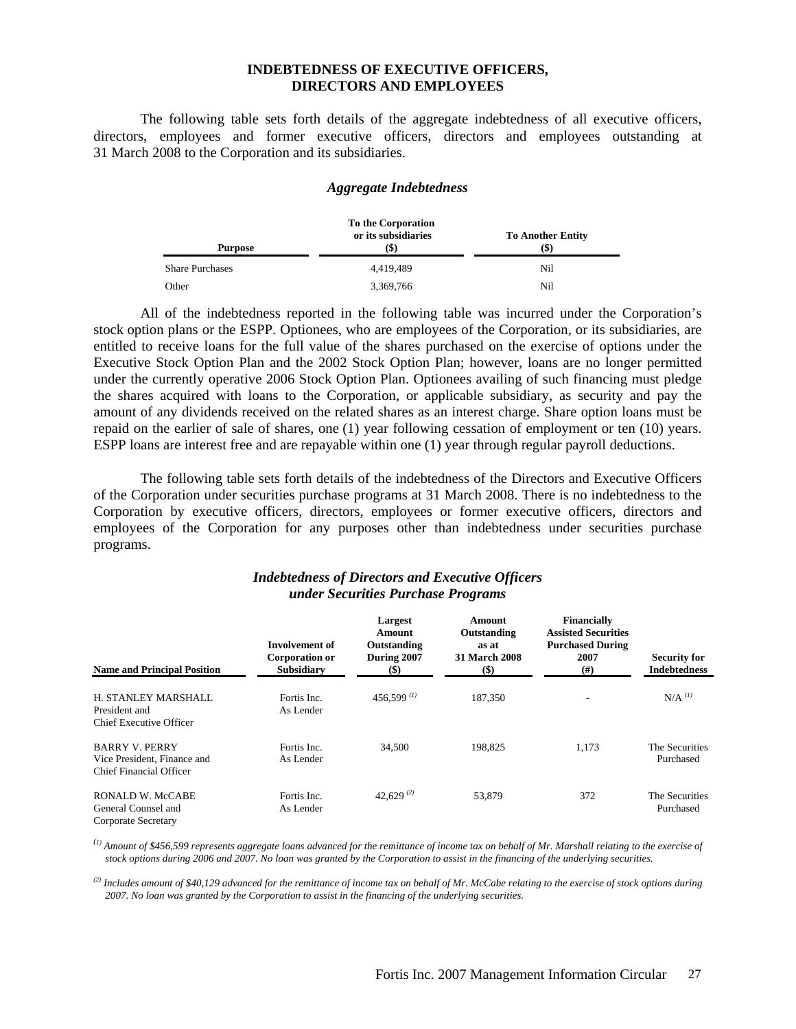## INDEBTEDNESS OF EXECUTIVE OFFICERS, DIRECTORS AND EMPLOYEES

The following table sets forth details of the aggregate indebtedness of all executive officers, directors, employees and former executive officers, directors and employees outstanding at 31 March 2008 to the Corporation and its subsidiaries.

### *Aggregate Indebtedness*

| Purpose | To the Corporation or its subsidiaries ($) | To Another Entity ($) |
|---|---|---|
| Share Purchases | 4,419,489 | Nil |
| Other | 3,369,766 | Nil |

All of the indebtedness reported in the following table was incurred under the Corporation's stock option plans or the ESPP. Optionees, who are employees of the Corporation, or its subsidiaries, are entitled to receive loans for the full value of the shares purchased on the exercise of options under the Executive Stock Option Plan and the 2002 Stock Option Plan; however, loans are no longer permitted under the currently operative 2006 Stock Option Plan. Optionees availing of such financing must pledge the shares acquired with loans to the Corporation, or applicable subsidiary, as security and pay the amount of any dividends received on the related shares as an interest charge. Share option loans must be repaid on the earlier of sale of shares, one (1) year following cessation of employment or ten (10) years. ESPP loans are interest free and are repayable within one (1) year through regular payroll deductions.

The following table sets forth details of the indebtedness of the Directors and Executive Officers of the Corporation under securities purchase programs at 31 March 2008. There is no indebtedness to the Corporation by executive officers, directors, employees or former executive officers, directors and employees of the Corporation for any purposes other than indebtedness under securities purchase programs.

### *Indebtedness of Directors and Executive Officers under Securities Purchase Programs*

| Name and Principal Position | Involvement of Corporation or Subsidiary | Largest Amount Outstanding During 2007 ($) | Amount Outstanding as at 31 March 2008 ($) | Financially Assisted Securities Purchased During 2007 (#) | Security for Indebtedness |
|---|---|---|---|---|---|
| H. STANLEY MARSHALL<br>President and<br>Chief Executive Officer | Fortis Inc.<br>As Lender | 456,599 [(1)] | 187,350 | - | N/A [(1)] |
| BARRY V. PERRY<br>Vice President, Finance and<br>Chief Financial Officer | Fortis Inc.<br>As Lender | 34,500 | 198,825 | 1,173 | The Securities Purchased |
| RONALD W. McCABE<br>General Counsel and<br>Corporate Secretary | Fortis Inc.<br>As Lender | 42,629 [(2)] | 53,879 | 372 | The Securities Purchased |

*[(1)] Amount of $456,599 represents aggregate loans advanced for the remittance of income tax on behalf of Mr. Marshall relating to the exercise of stock options during 2006 and 2007. No loan was granted by the Corporation to assist in the financing of the underlying securities.*

*[(2)] Includes amount of $40,129 advanced for the remittance of income tax on behalf of Mr. McCabe relating to the exercise of stock options during 2007. No loan was granted by the Corporation to assist in the financing of the underlying securities.*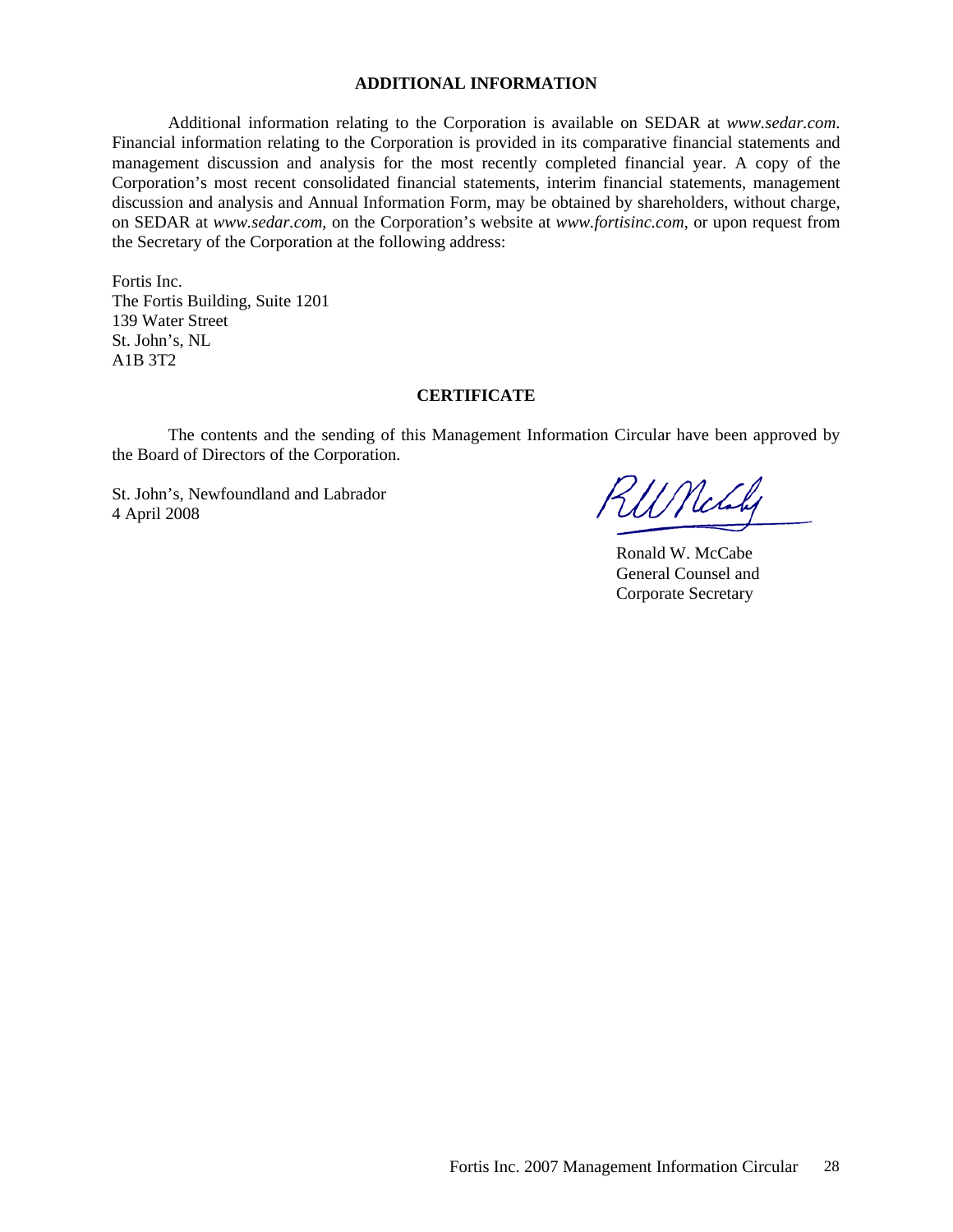## ADDITIONAL INFORMATION

Additional information relating to the Corporation is available on SEDAR at *www.sedar.com*. Financial information relating to the Corporation is provided in its comparative financial statements and management discussion and analysis for the most recently completed financial year. A copy of the Corporation's most recent consolidated financial statements, interim financial statements, management discussion and analysis and Annual Information Form, may be obtained by shareholders, without charge, on SEDAR at *www.sedar.com*, on the Corporation's website at *www.fortisinc.com*, or upon request from the Secretary of the Corporation at the following address:

Fortis Inc.
The Fortis Building, Suite 1201
139 Water Street
St. John's, NL
A1B 3T2

## CERTIFICATE

The contents and the sending of this Management Information Circular have been approved by the Board of Directors of the Corporation.

St. John's, Newfoundland and Labrador
4 April 2008

Ronald W. McCabe
General Counsel and
Corporate Secretary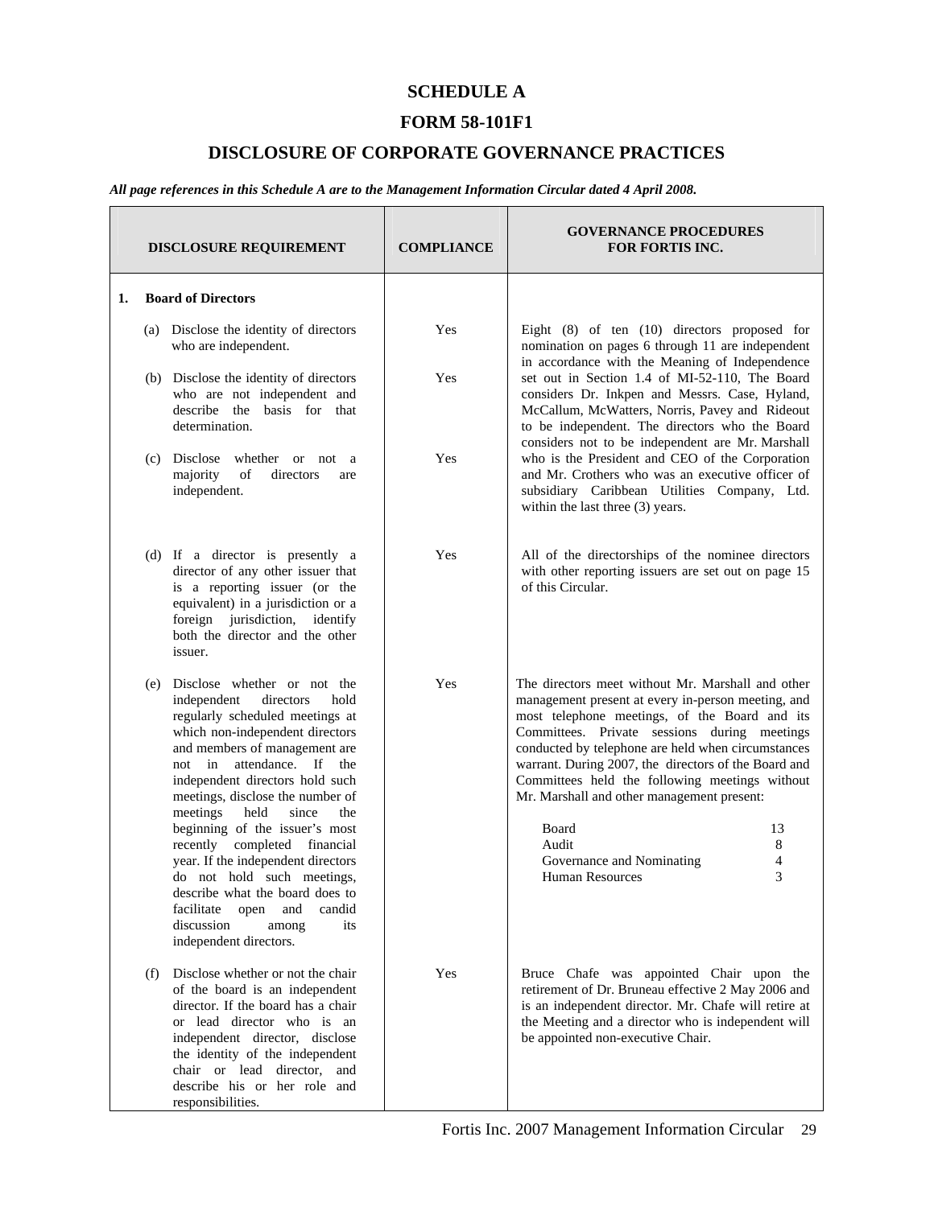# SCHEDULE A

# FORM 58-101F1

# DISCLOSURE OF CORPORATE GOVERNANCE PRACTICES

***All page references in this Schedule A are to the Management Information Circular dated 4 April 2008.***

| DISCLOSURE REQUIREMENT | COMPLIANCE | GOVERNANCE PROCEDURES FOR FORTIS INC. |
|---|---|---|
| **1. Board of Directors** | | |
| (a) Disclose the identity of directors who are independent. | Yes | Eight (8) of ten (10) directors proposed for nomination on pages 6 through 11 are independent in accordance with the Meaning of Independence set out in Section 1.4 of MI-52-110, The Board considers Dr. Inkpen and Messrs. Case, Hyland, McCallum, McWatters, Norris, Pavey and Rideout to be independent. The directors who the Board considers not to be independent are Mr. Marshall who is the President and CEO of the Corporation and Mr. Crothers who was an executive officer of subsidiary Caribbean Utilities Company, Ltd. within the last three (3) years. |
| (b) Disclose the identity of directors who are not independent and describe the basis for that determination. | Yes | |
| (c) Disclose whether or not a majority of directors are independent. | Yes | |
| (d) If a director is presently a director of any other issuer that is a reporting issuer (or the equivalent) in a jurisdiction or a foreign jurisdiction, identify both the director and the other issuer. | Yes | All of the directorships of the nominee directors with other reporting issuers are set out on page 15 of this Circular. |
| (e) Disclose whether or not the independent directors hold regularly scheduled meetings at which non-independent directors and members of management are not in attendance. If the independent directors hold such meetings, disclose the number of meetings held since the beginning of the issuer's most recently completed financial year. If the independent directors do not hold such meetings, describe what the board does to facilitate open and candid discussion among its independent directors. | Yes | The directors meet without Mr. Marshall and other management present at every in-person meeting, and most telephone meetings, of the Board and its Committees. Private sessions during meetings conducted by telephone are held when circumstances warrant. During 2007, the directors of the Board and Committees held the following meetings without Mr. Marshall and other management present:<br><br>Board 13<br>Audit 8<br>Governance and Nominating 4<br>Human Resources 3 |
| (f) Disclose whether or not the chair of the board is an independent director. If the board has a chair or lead director who is an independent director, disclose the identity of the independent chair or lead director, and describe his or her role and responsibilities. | Yes | Bruce Chafe was appointed Chair upon the retirement of Dr. Bruneau effective 2 May 2006 and is an independent director. Mr. Chafe will retire at the Meeting and a director who is independent will be appointed non-executive Chair. |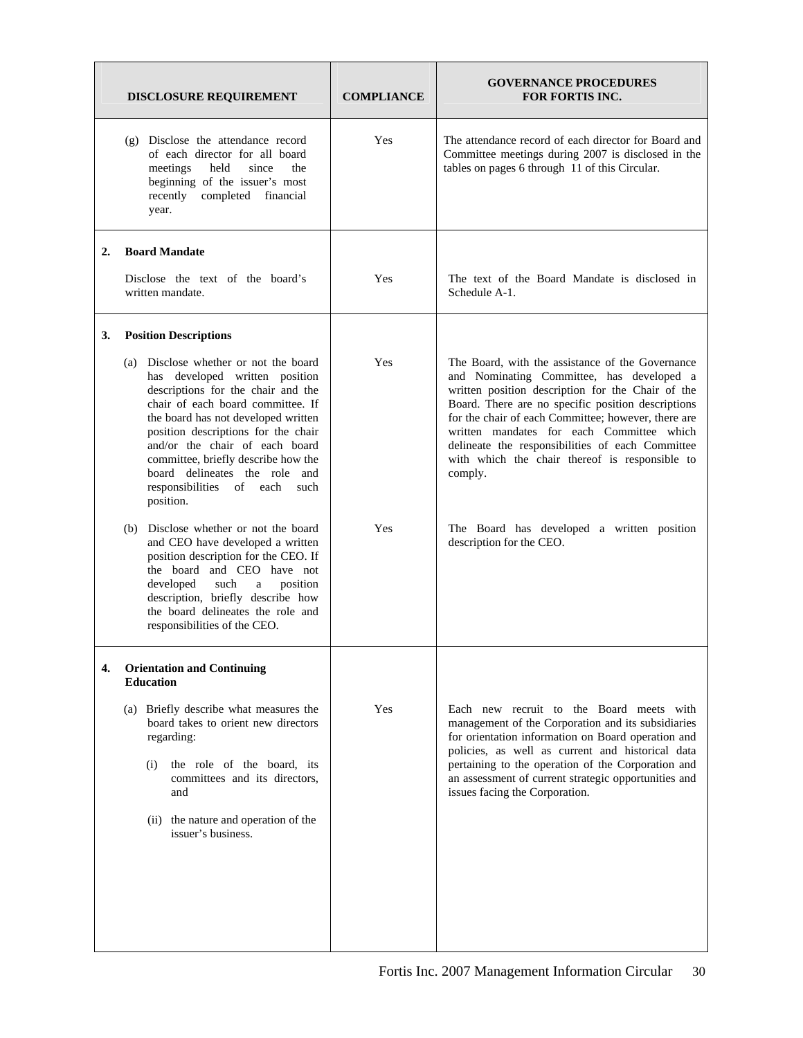| DISCLOSURE REQUIREMENT | COMPLIANCE | GOVERNANCE PROCEDURES FOR FORTIS INC. |
|---|---|---|
| (g) Disclose the attendance record of each director for all board meetings held since the beginning of the issuer's most recently completed financial year. | Yes | The attendance record of each director for Board and Committee meetings during 2007 is disclosed in the tables on pages 6 through 11 of this Circular. |
| **2. Board Mandate** | | |
| Disclose the text of the board's written mandate. | Yes | The text of the Board Mandate is disclosed in Schedule A-1. |
| **3. Position Descriptions** | | |
| (a) Disclose whether or not the board has developed written position descriptions for the chair and the chair of each board committee. If the board has not developed written position descriptions for the chair and/or the chair of each board committee, briefly describe how the board delineates the role and responsibilities of each such position. | Yes | The Board, with the assistance of the Governance and Nominating Committee, has developed a written position description for the Chair of the Board. There are no specific position descriptions for the chair of each Committee; however, there are written mandates for each Committee which delineate the responsibilities of each Committee with which the chair thereof is responsible to comply. |
| (b) Disclose whether or not the board and CEO have developed a written position description for the CEO. If the board and CEO have not developed such a position description, briefly describe how the board delineates the role and responsibilities of the CEO. | Yes | The Board has developed a written position description for the CEO. |
| **4. Orientation and Continuing Education** | | |
| (a) Briefly describe what measures the board takes to orient new directors regarding: (i) the role of the board, its committees and its directors, and (ii) the nature and operation of the issuer's business. | Yes | Each new recruit to the Board meets with management of the Corporation and its subsidiaries for orientation information on Board operation and policies, as well as current and historical data pertaining to the operation of the Corporation and an assessment of current strategic opportunities and issues facing the Corporation. |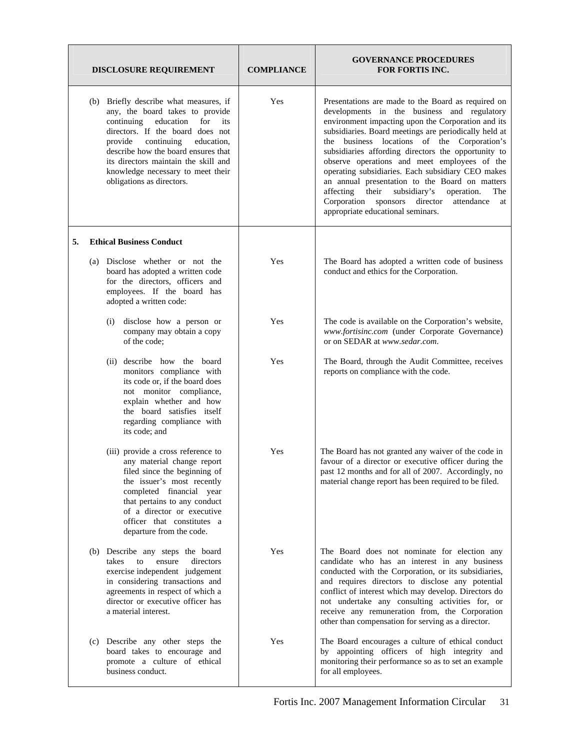| DISCLOSURE REQUIREMENT | COMPLIANCE | GOVERNANCE PROCEDURES FOR FORTIS INC. |
|---|---|---|
| (b) Briefly describe what measures, if any, the board takes to provide continuing education for its directors. If the board does not provide continuing education, describe how the board ensures that its directors maintain the skill and knowledge necessary to meet their obligations as directors. | Yes | Presentations are made to the Board as required on developments in the business and regulatory environment impacting upon the Corporation and its subsidiaries. Board meetings are periodically held at the business locations of the Corporation's subsidiaries affording directors the opportunity to observe operations and meet employees of the operating subsidiaries. Each subsidiary CEO makes an annual presentation to the Board on matters affecting their subsidiary's operation. The Corporation sponsors director attendance at appropriate educational seminars. |
| **5. Ethical Business Conduct** | | |
| (a) Disclose whether or not the board has adopted a written code for the directors, officers and employees. If the board has adopted a written code: | Yes | The Board has adopted a written code of business conduct and ethics for the Corporation. |
| (i) disclose how a person or company may obtain a copy of the code; | Yes | The code is available on the Corporation's website, *www.fortisinc.com* (under Corporate Governance) or on SEDAR at *www.sedar.com*. |
| (ii) describe how the board monitors compliance with its code or, if the board does not monitor compliance, explain whether and how the board satisfies itself regarding compliance with its code; and | Yes | The Board, through the Audit Committee, receives reports on compliance with the code. |
| (iii) provide a cross reference to any material change report filed since the beginning of the issuer's most recently completed financial year that pertains to any conduct of a director or executive officer that constitutes a departure from the code. | Yes | The Board has not granted any waiver of the code in favour of a director or executive officer during the past 12 months and for all of 2007. Accordingly, no material change report has been required to be filed. |
| (b) Describe any steps the board takes to ensure directors exercise independent judgement in considering transactions and agreements in respect of which a director or executive officer has a material interest. | Yes | The Board does not nominate for election any candidate who has an interest in any business conducted with the Corporation, or its subsidiaries, and requires directors to disclose any potential conflict of interest which may develop. Directors do not undertake any consulting activities for, or receive any remuneration from, the Corporation other than compensation for serving as a director. |
| (c) Describe any other steps the board takes to encourage and promote a culture of ethical business conduct. | Yes | The Board encourages a culture of ethical conduct by appointing officers of high integrity and monitoring their performance so as to set an example for all employees. |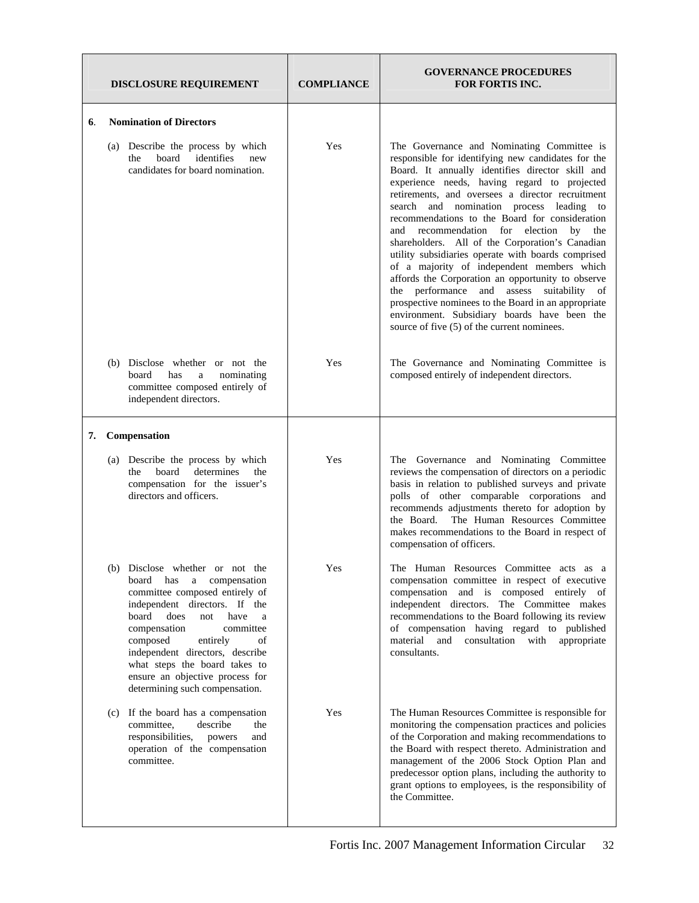| DISCLOSURE REQUIREMENT | COMPLIANCE | GOVERNANCE PROCEDURES FOR FORTIS INC. |
|---|---|---|
| **6. Nomination of Directors** | | |
| (a) Describe the process by which the board identifies new candidates for board nomination. | Yes | The Governance and Nominating Committee is responsible for identifying new candidates for the Board. It annually identifies director skill and experience needs, having regard to projected retirements, and oversees a director recruitment search and nomination process leading to recommendations to the Board for consideration and recommendation for election by the shareholders. All of the Corporation's Canadian utility subsidiaries operate with boards comprised of a majority of independent members which affords the Corporation an opportunity to observe the performance and assess suitability of prospective nominees to the Board in an appropriate environment. Subsidiary boards have been the source of five (5) of the current nominees. |
| (b) Disclose whether or not the board has a nominating committee composed entirely of independent directors. | Yes | The Governance and Nominating Committee is composed entirely of independent directors. |
| **7. Compensation** | | |
| (a) Describe the process by which the board determines the compensation for the issuer's directors and officers. | Yes | The Governance and Nominating Committee reviews the compensation of directors on a periodic basis in relation to published surveys and private polls of other comparable corporations and recommends adjustments thereto for adoption by the Board. The Human Resources Committee makes recommendations to the Board in respect of compensation of officers. |
| (b) Disclose whether or not the board has a compensation committee composed entirely of independent directors. If the board does not have a compensation committee composed entirely of independent directors, describe what steps the board takes to ensure an objective process for determining such compensation. | Yes | The Human Resources Committee acts as a compensation committee in respect of executive compensation and is composed entirely of independent directors. The Committee makes recommendations to the Board following its review of compensation having regard to published material and consultation with appropriate consultants. |
| (c) If the board has a compensation committee, describe the responsibilities, powers and operation of the compensation committee. | Yes | The Human Resources Committee is responsible for monitoring the compensation practices and policies of the Corporation and making recommendations to the Board with respect thereto. Administration and management of the 2006 Stock Option Plan and predecessor option plans, including the authority to grant options to employees, is the responsibility of the Committee. |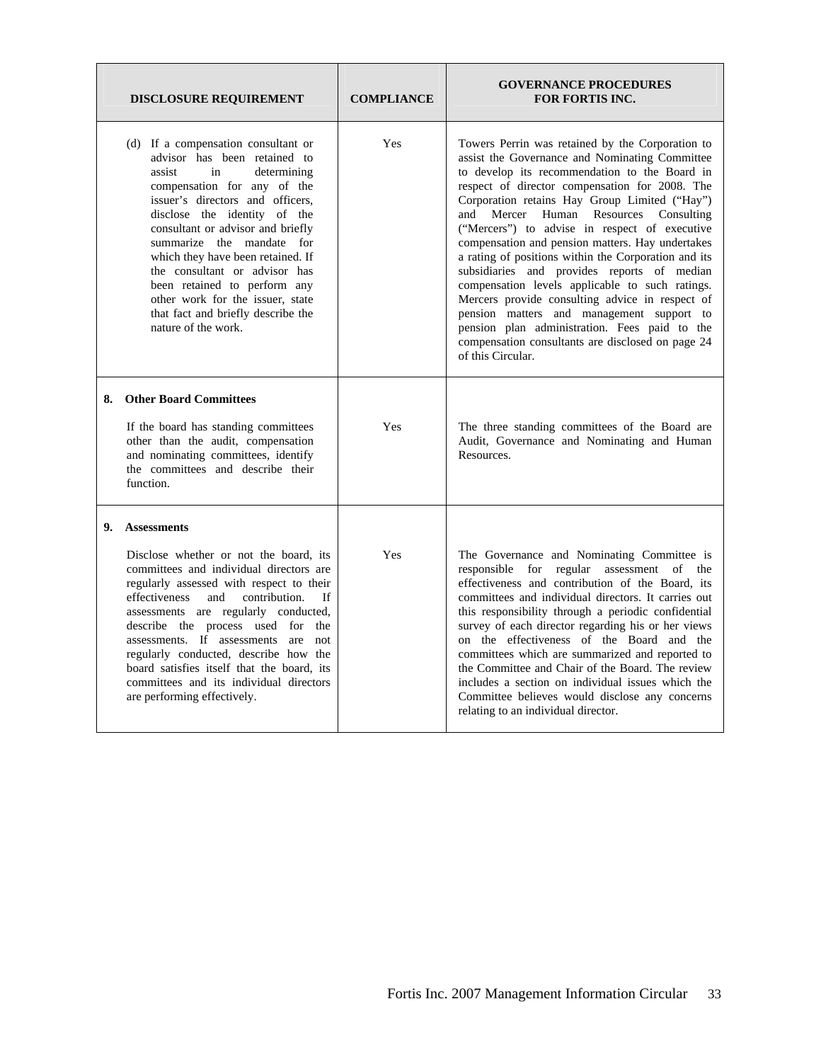| DISCLOSURE REQUIREMENT | COMPLIANCE | GOVERNANCE PROCEDURES FOR FORTIS INC. |
|---|---|---|
| (d) If a compensation consultant or advisor has been retained to assist in determining compensation for any of the issuer's directors and officers, disclose the identity of the consultant or advisor and briefly summarize the mandate for which they have been retained. If the consultant or advisor has been retained to perform any other work for the issuer, state that fact and briefly describe the nature of the work. | Yes | Towers Perrin was retained by the Corporation to assist the Governance and Nominating Committee to develop its recommendation to the Board in respect of director compensation for 2008. The Corporation retains Hay Group Limited ("Hay") and Mercer Human Resources Consulting ("Mercers") to advise in respect of executive compensation and pension matters. Hay undertakes a rating of positions within the Corporation and its subsidiaries and provides reports of median compensation levels applicable to such ratings. Mercers provide consulting advice in respect of pension matters and management support to pension plan administration. Fees paid to the compensation consultants are disclosed on page 24 of this Circular. |
| **8. Other Board Committees**<br><br>If the board has standing committees other than the audit, compensation and nominating committees, identify the committees and describe their function. | Yes | The three standing committees of the Board are Audit, Governance and Nominating and Human Resources. |
| **9. Assessments**<br><br>Disclose whether or not the board, its committees and individual directors are regularly assessed with respect to their effectiveness and contribution. If assessments are regularly conducted, describe the process used for the assessments. If assessments are not regularly conducted, describe how the board satisfies itself that the board, its committees and its individual directors are performing effectively. | Yes | The Governance and Nominating Committee is responsible for regular assessment of the effectiveness and contribution of the Board, its committees and individual directors. It carries out this responsibility through a periodic confidential survey of each director regarding his or her views on the effectiveness of the Board and the committees which are summarized and reported to the Committee and Chair of the Board. The review includes a section on individual issues which the Committee believes would disclose any concerns relating to an individual director. |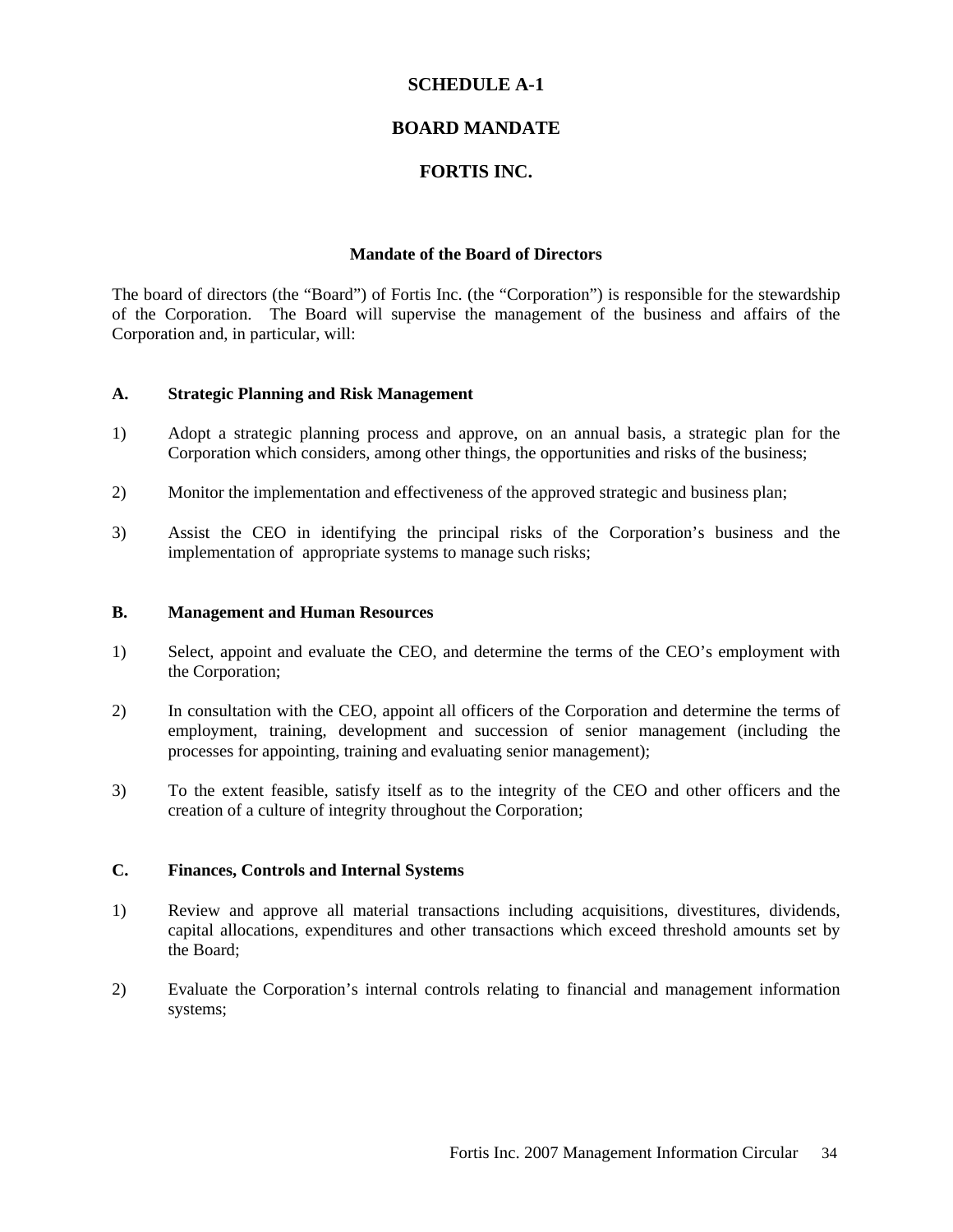# SCHEDULE A-1

# BOARD MANDATE

# FORTIS INC.

### Mandate of the Board of Directors

The board of directors (the "Board") of Fortis Inc. (the "Corporation") is responsible for the stewardship of the Corporation. The Board will supervise the management of the business and affairs of the Corporation and, in particular, will:

**A. Strategic Planning and Risk Management**

1) Adopt a strategic planning process and approve, on an annual basis, a strategic plan for the Corporation which considers, among other things, the opportunities and risks of the business;

2) Monitor the implementation and effectiveness of the approved strategic and business plan;

3) Assist the CEO in identifying the principal risks of the Corporation's business and the implementation of appropriate systems to manage such risks;

**B. Management and Human Resources**

1) Select, appoint and evaluate the CEO, and determine the terms of the CEO's employment with the Corporation;

2) In consultation with the CEO, appoint all officers of the Corporation and determine the terms of employment, training, development and succession of senior management (including the processes for appointing, training and evaluating senior management);

3) To the extent feasible, satisfy itself as to the integrity of the CEO and other officers and the creation of a culture of integrity throughout the Corporation;

**C. Finances, Controls and Internal Systems**

1) Review and approve all material transactions including acquisitions, divestitures, dividends, capital allocations, expenditures and other transactions which exceed threshold amounts set by the Board;

2) Evaluate the Corporation's internal controls relating to financial and management information systems;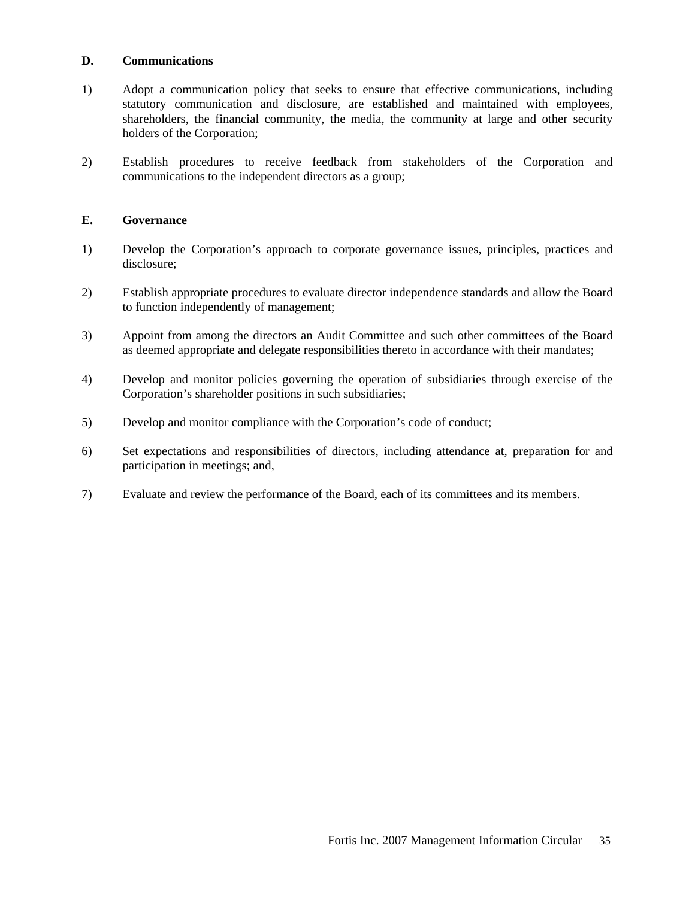### D. Communications

1) Adopt a communication policy that seeks to ensure that effective communications, including statutory communication and disclosure, are established and maintained with employees, shareholders, the financial community, the media, the community at large and other security holders of the Corporation;

2) Establish procedures to receive feedback from stakeholders of the Corporation and communications to the independent directors as a group;

### E. Governance

1) Develop the Corporation's approach to corporate governance issues, principles, practices and disclosure;

2) Establish appropriate procedures to evaluate director independence standards and allow the Board to function independently of management;

3) Appoint from among the directors an Audit Committee and such other committees of the Board as deemed appropriate and delegate responsibilities thereto in accordance with their mandates;

4) Develop and monitor policies governing the operation of subsidiaries through exercise of the Corporation's shareholder positions in such subsidiaries;

5) Develop and monitor compliance with the Corporation's code of conduct;

6) Set expectations and responsibilities of directors, including attendance at, preparation for and participation in meetings; and,

7) Evaluate and review the performance of the Board, each of its committees and its members.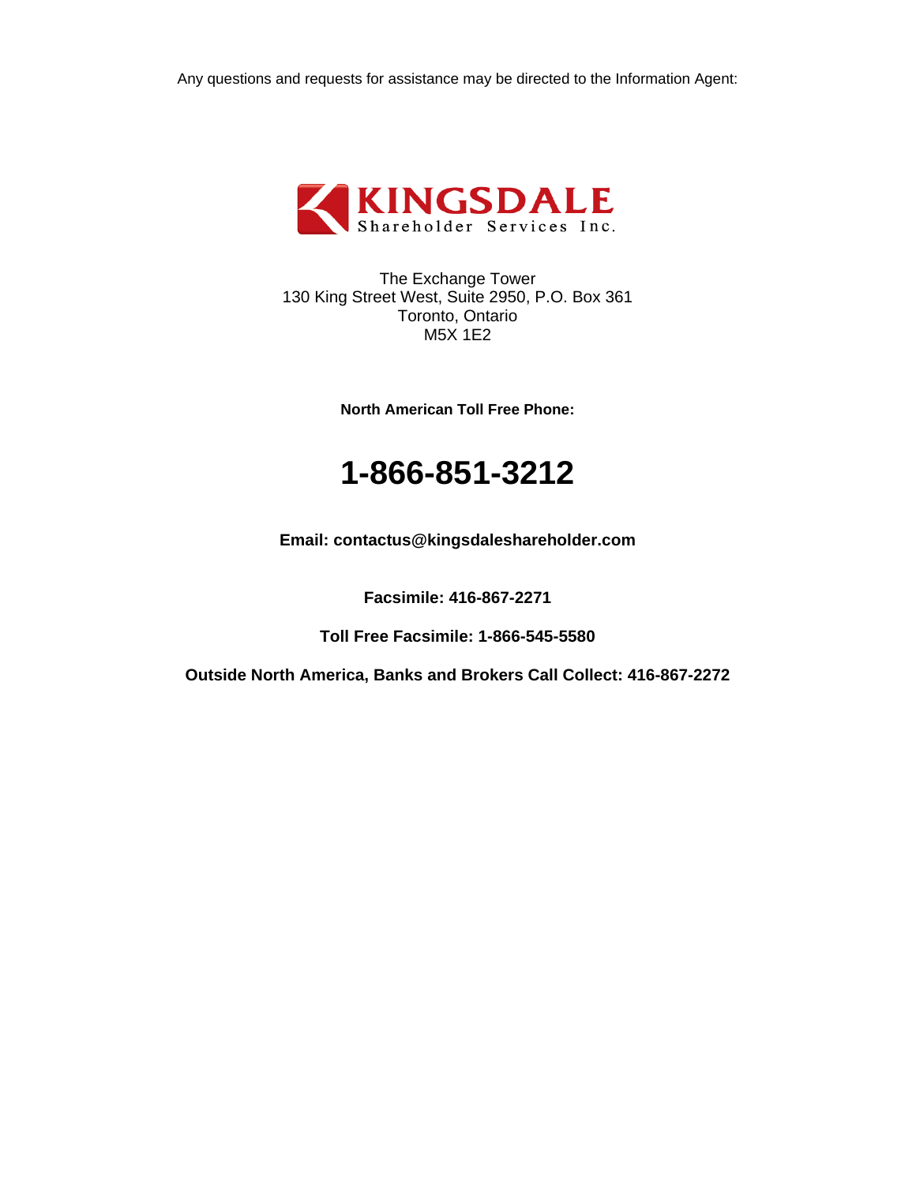Any questions and requests for assistance may be directed to the Information Agent:

**KINGSDALE**
Shareholder Services Inc.

The Exchange Tower
130 King Street West, Suite 2950, P.O. Box 361
Toronto, Ontario
M5X 1E2

**North American Toll Free Phone:**

# 1-866-851-3212

**Email: contactus@kingsdaleshareholder.com**

**Facsimile: 416-867-2271**

**Toll Free Facsimile: 1-866-545-5580**

**Outside North America, Banks and Brokers Call Collect: 416-867-2272**